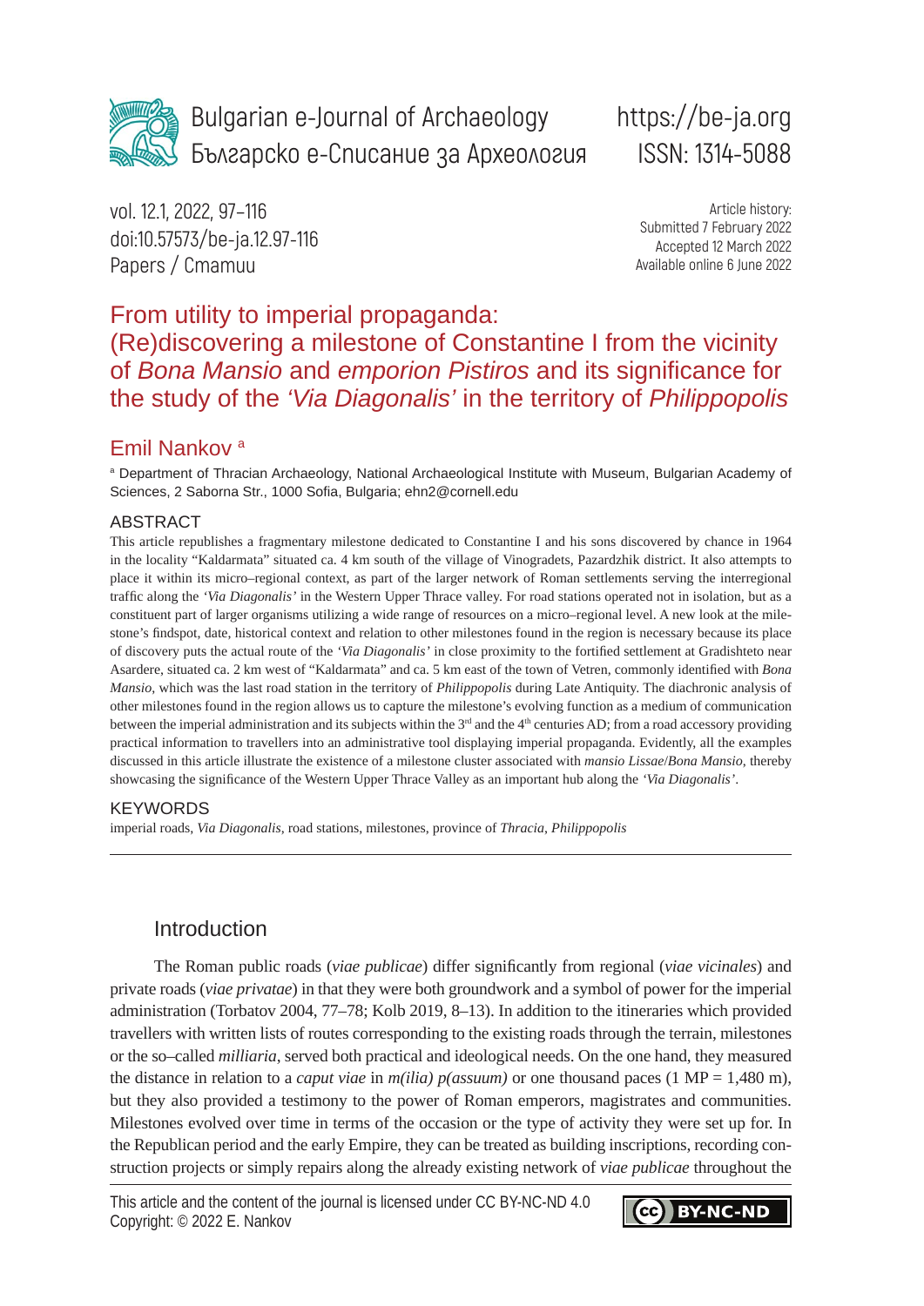Bulgarian e-Journal of Archaeology
Българско е-Списание за Археология

https://be-ja.org
ISSN: 1314-5088

vol. 12.1, 2022, 97–116
doi:10.57573/be-ja.12.97-116
Papers / Статии

Article history:
Submitted 7 February 2022
Accepted 12 March 2022
Available online 6 June 2022

# From utility to imperial propaganda: (Re)discovering a milestone of Constantine I from the vicinity of *Bona Mansio* and *emporion Pistiros* and its significance for the study of the *'Via Diagonalis'* in the territory of *Philippopolis*

## Emil Nankov [a]

[a] Department of Thracian Archaeology, National Archaeological Institute with Museum, Bulgarian Academy of Sciences, 2 Saborna Str., 1000 Sofia, Bulgaria; ehn2@cornell.edu

### ABSTRACT

This article republishes a fragmentary milestone dedicated to Constantine I and his sons discovered by chance in 1964 in the locality "Kaldarmata" situated ca. 4 km south of the village of Vinogradets, Pazardzhik district. It also attempts to place it within its micro–regional context, as part of the larger network of Roman settlements serving the interregional traffic along the *'Via Diagonalis'* in the Western Upper Thrace valley. For road stations operated not in isolation, but as a constituent part of larger organisms utilizing a wide range of resources on a micro–regional level. A new look at the milestone's findspot, date, historical context and relation to other milestones found in the region is necessary because its place of discovery puts the actual route of the *'Via Diagonalis'* in close proximity to the fortified settlement at Gradishteto near Asardere, situated ca. 2 km west of "Kaldarmata" and ca. 5 km east of the town of Vetren, commonly identified with *Bona Mansio*, which was the last road station in the territory of *Philippopolis* during Late Antiquity. The diachronic analysis of other milestones found in the region allows us to capture the milestone's evolving function as a medium of communication between the imperial administration and its subjects within the 3rd and the 4th centuries AD; from a road accessory providing practical information to travellers into an administrative tool displaying imperial propaganda. Evidently, all the examples discussed in this article illustrate the existence of a milestone cluster associated with *mansio Lissae*/*Bona Mansio*, thereby showcasing the significance of the Western Upper Thrace Valley as an important hub along the *'Via Diagonalis'*.

### KEYWORDS

imperial roads, *Via Diagonalis*, road stations, milestones, province of *Thracia*, *Philippopolis*

---

## Introduction

The Roman public roads (*viae publicae*) differ significantly from regional (*viae vicinales*) and private roads (*viae privatae*) in that they were both groundwork and a symbol of power for the imperial administration (Torbatov 2004, 77–78; Kolb 2019, 8–13). In addition to the itineraries which provided travellers with written lists of routes corresponding to the existing roads through the terrain, milestones or the so–called *milliaria*, served both practical and ideological needs. On the one hand, they measured the distance in relation to a *caput viae* in *m(ilia) p(assuum)* or one thousand paces (1 MP = 1,480 m), but they also provided a testimony to the power of Roman emperors, magistrates and communities. Milestones evolved over time in terms of the occasion or the type of activity they were set up for. In the Republican period and the early Empire, they can be treated as building inscriptions, recording construction projects or simply repairs along the already existing network of *viae publicae* throughout the

This article and the content of the journal is licensed under CC BY-NC-ND 4.0
Copyright: © 2022 E. Nankov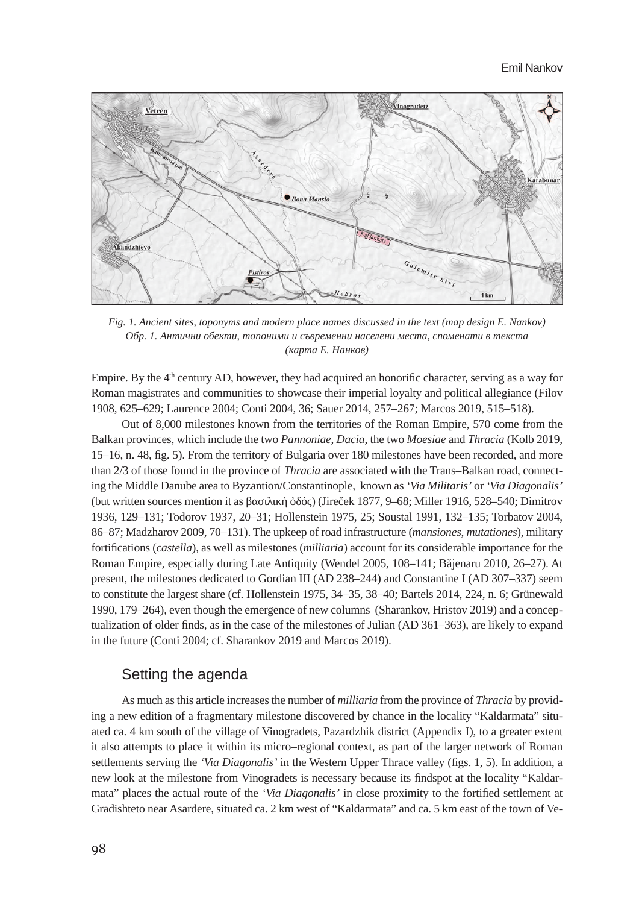*Fig. 1. Ancient sites, toponyms and modern place names discussed in the text (map design E. Nankov)*
*Обр. 1. Антични обекти, топоними и съвременни населени места, споменати в текста (карта Е. Нанков)*

Empire. By the 4th century AD, however, they had acquired an honorific character, serving as a way for Roman magistrates and communities to showcase their imperial loyalty and political allegiance (Filov 1908, 625–629; Laurence 2004; Conti 2004, 36; Sauer 2014, 257–267; Marcos 2019, 515–518).

Out of 8,000 milestones known from the territories of the Roman Empire, 570 come from the Balkan provinces, which include the two *Pannoniae*, *Dacia*, the two *Moesiae* and *Thracia* (Kolb 2019, 15–16, n. 48, fig. 5). From the territory of Bulgaria over 180 milestones have been recorded, and more than 2/3 of those found in the province of *Thracia* are associated with the Trans–Balkan road, connecting the Middle Danube area to Byzantion/Constantinople, known as *'Via Militaris'* or *'Via Diagonalis'* (but written sources mention it as βασιλικὴ ὁδός) (Jireček 1877, 9–68; Miller 1916, 528–540; Dimitrov 1936, 129–131; Todorov 1937, 20–31; Hollenstein 1975, 25; Soustal 1991, 132–135; Torbatov 2004, 86–87; Madzharov 2009, 70–131). The upkeep of road infrastructure (*mansiones*, *mutationes*), military fortifications (*castella*), as well as milestones (*milliaria*) account for its considerable importance for the Roman Empire, especially during Late Antiquity (Wendel 2005, 108–141; Băjenaru 2010, 26–27). At present, the milestones dedicated to Gordian III (AD 238–244) and Constantine I (AD 307–337) seem to constitute the largest share (cf. Hollenstein 1975, 34–35, 38–40; Bartels 2014, 224, n. 6; Grünewald 1990, 179–264), even though the emergence of new columns (Sharankov, Hristov 2019) and a conceptualization of older finds, as in the case of the milestones of Julian (AD 361–363), are likely to expand in the future (Conti 2004; cf. Sharankov 2019 and Marcos 2019).

## Setting the agenda

As much as this article increases the number of *milliaria* from the province of *Thracia* by providing a new edition of a fragmentary milestone discovered by chance in the locality "Kaldarmata" situated ca. 4 km south of the village of Vinogradets, Pazardzhik district (Appendix I), to a greater extent it also attempts to place it within its micro–regional context, as part of the larger network of Roman settlements serving the *'Via Diagonalis'* in the Western Upper Thrace valley (figs. 1, 5). In addition, a new look at the milestone from Vinogradets is necessary because its findspot at the locality "Kaldarmata" places the actual route of the *'Via Diagonalis'* in close proximity to the fortified settlement at Gradishteto near Asardere, situated ca. 2 km west of "Kaldarmata" and ca. 5 km east of the town of Ve-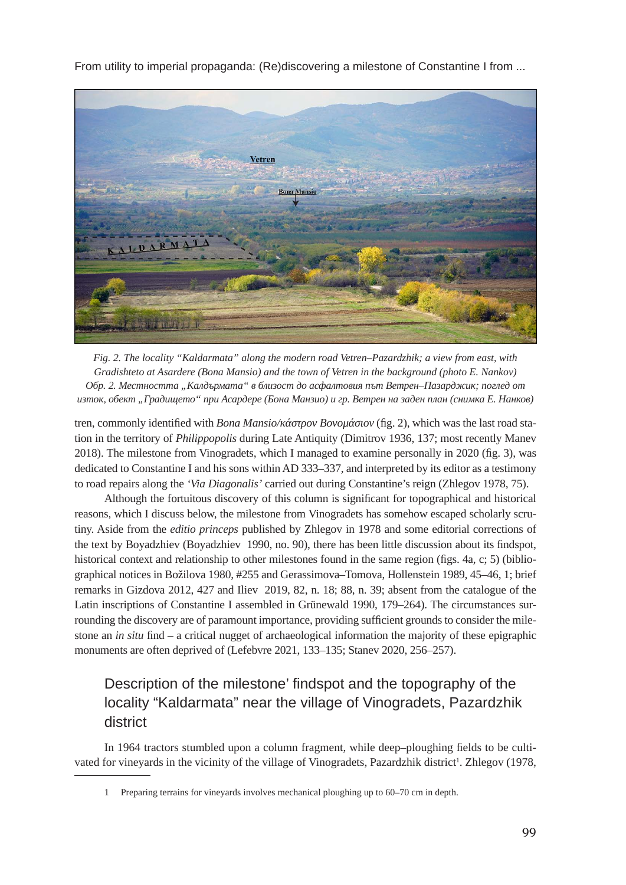*Fig. 2. The locality "Kaldarmata" along the modern road Vetren–Pazardzhik; a view from east, with Gradishteto at Asardere (Bona Mansio) and the town of Vetren in the background (photo E. Nankov)*
*Обр. 2. Местността „Калдърмата" в близост до асфалтовия път Ветрен–Пазарджик; поглед от изток, обект „Градището" при Асардере (Бона Манзио) и гр. Ветрен на заден план (снимка Е. Нанков)*

tren, commonly identified with *Bona Mansio/κάστρον Βονομάσιον* (fig. 2), which was the last road station in the territory of *Philippopolis* during Late Antiquity (Dimitrov 1936, 137; most recently Manev 2018). The milestone from Vinogradets, which I managed to examine personally in 2020 (fig. 3), was dedicated to Constantine I and his sons within AD 333–337, and interpreted by its editor as a testimony to road repairs along the *'Via Diagonalis'* carried out during Constantine's reign (Zhlegov 1978, 75).

Although the fortuitous discovery of this column is significant for topographical and historical reasons, which I discuss below, the milestone from Vinogradets has somehow escaped scholarly scrutiny. Aside from the *editio princeps* published by Zhlegov in 1978 and some editorial corrections of the text by Boyadzhiev (Boyadzhiev 1990, no. 90), there has been little discussion about its findspot, historical context and relationship to other milestones found in the same region (figs. 4a, c; 5) (bibliographical notices in Božilova 1980, #255 and Gerassimova–Tomova, Hollenstein 1989, 45–46, 1; brief remarks in Gizdova 2012, 427 and Iliev 2019, 82, n. 18; 88, n. 39; absent from the catalogue of the Latin inscriptions of Constantine I assembled in Grünewald 1990, 179–264). The circumstances surrounding the discovery are of paramount importance, providing sufficient grounds to consider the milestone an *in situ* find – a critical nugget of archaeological information the majority of these epigraphic monuments are often deprived of (Lefebvre 2021, 133–135; Stanev 2020, 256–257).

## Description of the milestone' findspot and the topography of the locality "Kaldarmata" near the village of Vinogradets, Pazardzhik district

In 1964 tractors stumbled upon a column fragment, while deep–ploughing fields to be cultivated for vineyards in the vicinity of the village of Vinogradets, Pazardzhik district[1]. Zhlegov (1978,

1 Preparing terrains for vineyards involves mechanical ploughing up to 60–70 cm in depth.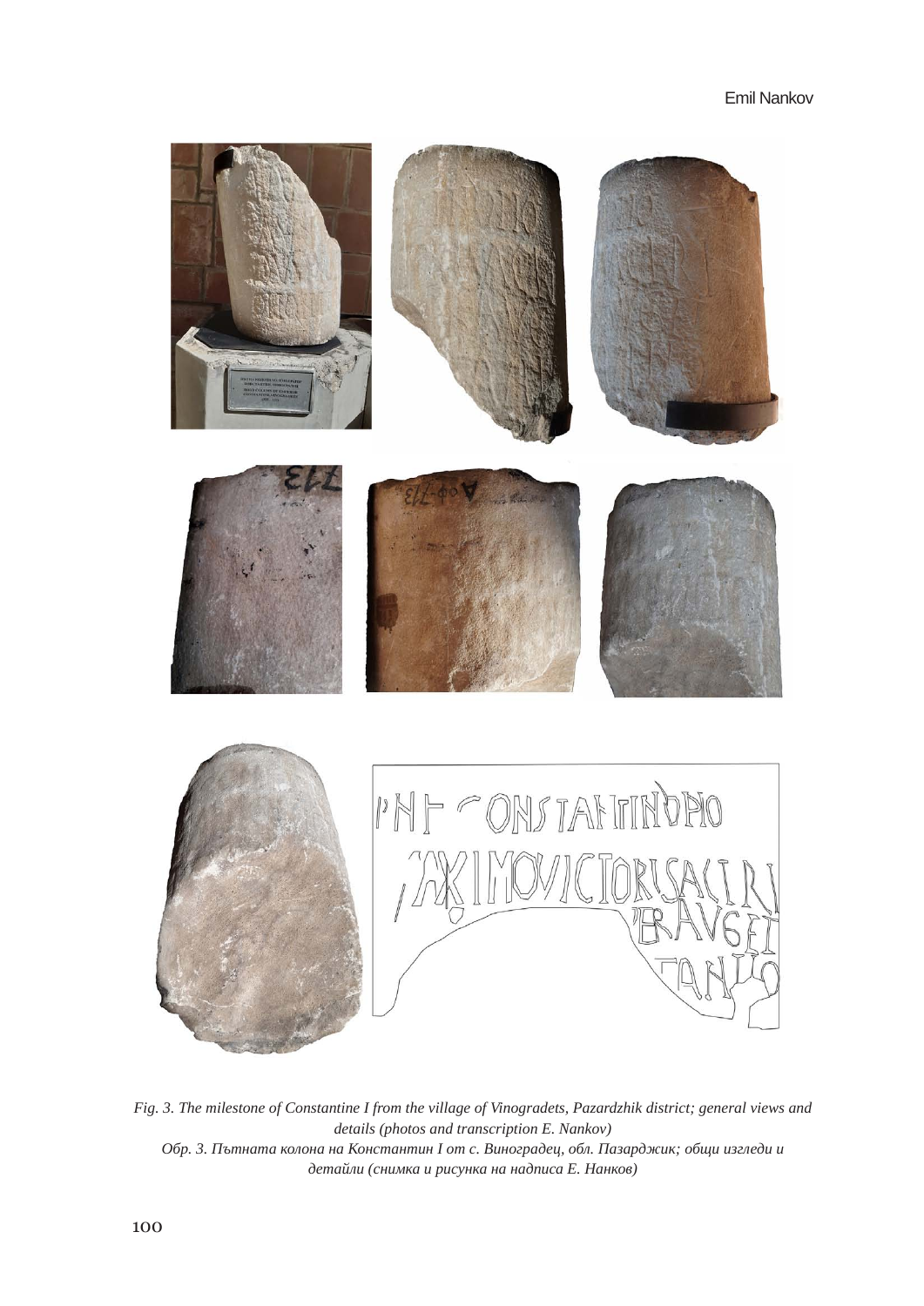*Fig. 3. The milestone of Constantine I from the village of Vinogradets, Pazardzhik district; general views and details (photos and transcription E. Nankov)*

*Обр. 3. Пътната колона на Константин I от с. Виноградец, обл. Пазарджик; общи изгледи и детайли (снимка и рисунка на надписа Е. Нанков)*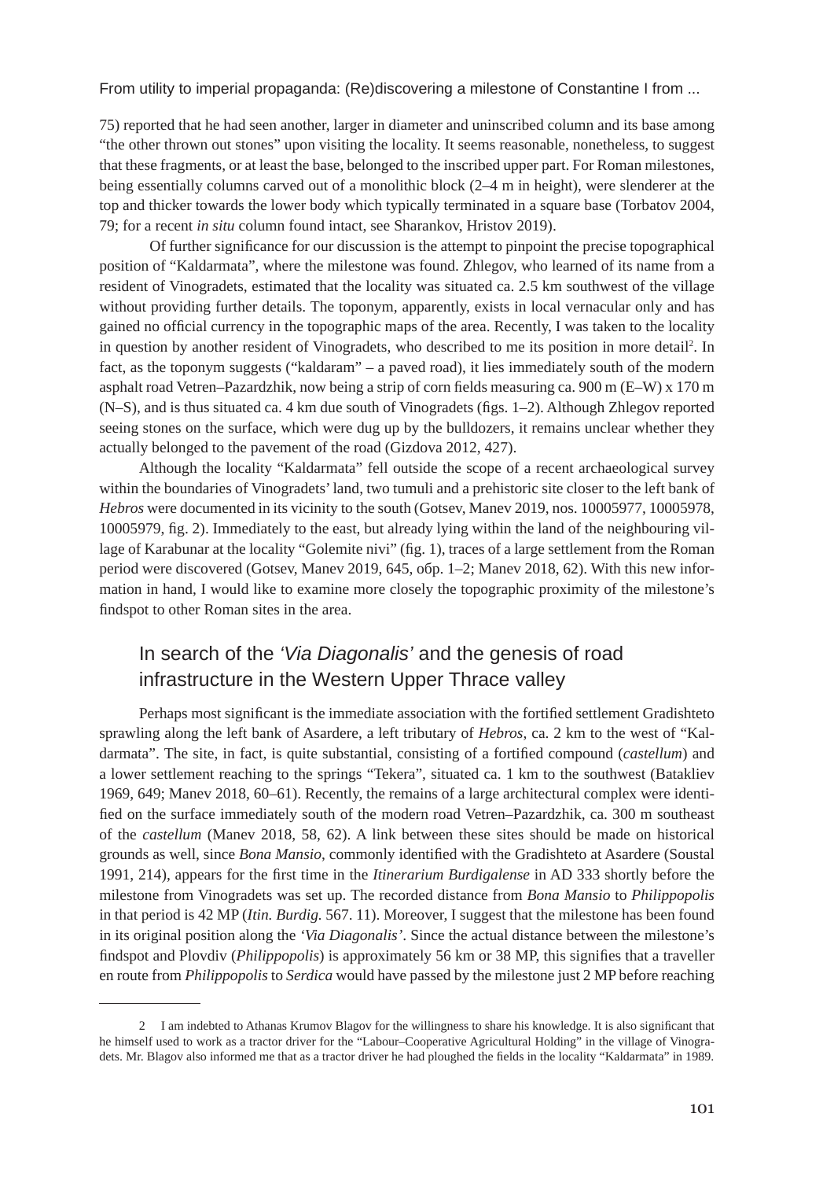75) reported that he had seen another, larger in diameter and uninscribed column and its base among "the other thrown out stones" upon visiting the locality. It seems reasonable, nonetheless, to suggest that these fragments, or at least the base, belonged to the inscribed upper part. For Roman milestones, being essentially columns carved out of a monolithic block (2–4 m in height), were slenderer at the top and thicker towards the lower body which typically terminated in a square base (Torbatov 2004, 79; for a recent *in situ* column found intact, see Sharankov, Hristov 2019).

Of further significance for our discussion is the attempt to pinpoint the precise topographical position of "Kaldarmata", where the milestone was found. Zhlegov, who learned of its name from a resident of Vinogradets, estimated that the locality was situated ca. 2.5 km southwest of the village without providing further details. The toponym, apparently, exists in local vernacular only and has gained no official currency in the topographic maps of the area. Recently, I was taken to the locality in question by another resident of Vinogradets, who described to me its position in more detail[2]. In fact, as the toponym suggests ("kaldaram" – a paved road), it lies immediately south of the modern asphalt road Vetren–Pazardzhik, now being a strip of corn fields measuring ca. 900 m (E–W) x 170 m (N–S), and is thus situated ca. 4 km due south of Vinogradets (figs. 1–2). Although Zhlegov reported seeing stones on the surface, which were dug up by the bulldozers, it remains unclear whether they actually belonged to the pavement of the road (Gizdova 2012, 427).

Although the locality "Kaldarmata" fell outside the scope of a recent archaeological survey within the boundaries of Vinogradets' land, two tumuli and a prehistoric site closer to the left bank of *Hebros* were documented in its vicinity to the south (Gotsev, Manev 2019, nos. 10005977, 10005978, 10005979, fig. 2). Immediately to the east, but already lying within the land of the neighbouring village of Karabunar at the locality "Golemite nivi" (fig. 1), traces of a large settlement from the Roman period were discovered (Gotsev, Manev 2019, 645, обр. 1–2; Manev 2018, 62). With this new information in hand, I would like to examine more closely the topographic proximity of the milestone's findspot to other Roman sites in the area.

## In search of the *'Via Diagonalis'* and the genesis of road infrastructure in the Western Upper Thrace valley

Perhaps most significant is the immediate association with the fortified settlement Gradishteto sprawling along the left bank of Asardere, a left tributary of *Hebros*, ca. 2 km to the west of "Kaldarmata". The site, in fact, is quite substantial, consisting of a fortified compound (*castellum*) and a lower settlement reaching to the springs "Tekera", situated ca. 1 km to the southwest (Batakliev 1969, 649; Manev 2018, 60–61). Recently, the remains of a large architectural complex were identified on the surface immediately south of the modern road Vetren–Pazardzhik, ca. 300 m southeast of the *castellum* (Manev 2018, 58, 62). A link between these sites should be made on historical grounds as well, since *Bona Mansio*, commonly identified with the Gradishteto at Asardere (Soustal 1991, 214), appears for the first time in the *Itinerarium Burdigalense* in AD 333 shortly before the milestone from Vinogradets was set up. The recorded distance from *Bona Mansio* to *Philippopolis* in that period is 42 MP (*Itin. Burdig.* 567. 11). Moreover, I suggest that the milestone has been found in its original position along the *'Via Diagonalis'*. Since the actual distance between the milestone's findspot and Plovdiv (*Philippopolis*) is approximately 56 km or 38 MP, this signifies that a traveller en route from *Philippopolis* to *Serdica* would have passed by the milestone just 2 MP before reaching

---

2 I am indebted to Athanas Krumov Blagov for the willingness to share his knowledge. It is also significant that he himself used to work as a tractor driver for the "Labour–Cooperative Agricultural Holding" in the village of Vinogradets. Mr. Blagov also informed me that as a tractor driver he had ploughed the fields in the locality "Kaldarmata" in 1989.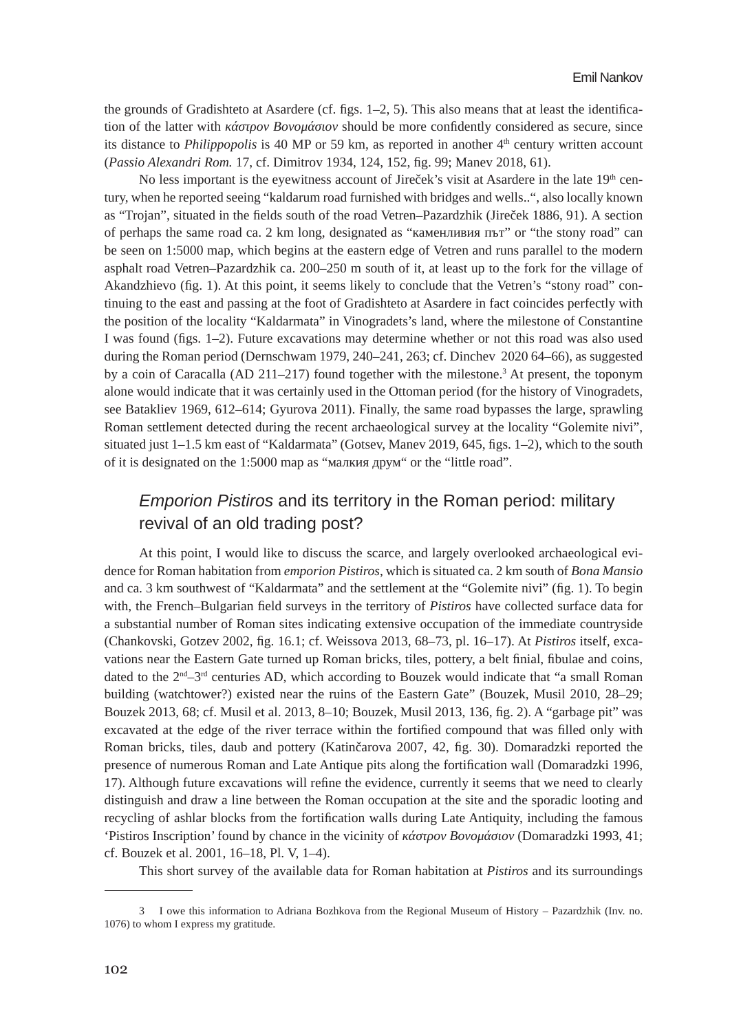the grounds of Gradishteto at Asardere (cf. figs. 1–2, 5). This also means that at least the identification of the latter with *κάστρον Βονομάσιον* should be more confidently considered as secure, since its distance to *Philippopolis* is 40 MP or 59 km, as reported in another 4th century written account (*Passio Alexandri Rom.* 17, cf. Dimitrov 1934, 124, 152, fig. 99; Manev 2018, 61).

No less important is the eyewitness account of Jireček's visit at Asardere in the late 19th century, when he reported seeing "kaldarum road furnished with bridges and wells..", also locally known as "Trojan", situated in the fields south of the road Vetren–Pazardzhik (Jireček 1886, 91). A section of perhaps the same road ca. 2 km long, designated as "каменливия път" or "the stony road" can be seen on 1:5000 map, which begins at the eastern edge of Vetren and runs parallel to the modern asphalt road Vetren–Pazardzhik ca. 200–250 m south of it, at least up to the fork for the village of Akandzhievo (fig. 1). At this point, it seems likely to conclude that the Vetren's "stony road" continuing to the east and passing at the foot of Gradishteto at Asardere in fact coincides perfectly with the position of the locality "Kaldarmata" in Vinogradets's land, where the milestone of Constantine I was found (figs. 1–2). Future excavations may determine whether or not this road was also used during the Roman period (Dernschwam 1979, 240–241, 263; cf. Dinchev 2020 64–66), as suggested by a coin of Caracalla (AD 211–217) found together with the milestone.[3] At present, the toponym alone would indicate that it was certainly used in the Ottoman period (for the history of Vinogradets, see Batakliev 1969, 612–614; Gyurova 2011). Finally, the same road bypasses the large, sprawling Roman settlement detected during the recent archaeological survey at the locality "Golemite nivi", situated just 1–1.5 km east of "Kaldarmata" (Gotsev, Manev 2019, 645, figs. 1–2), which to the south of it is designated on the 1:5000 map as "малкия друм" or the "little road".

## *Emporion Pistiros* and its territory in the Roman period: military revival of an old trading post?

At this point, I would like to discuss the scarce, and largely overlooked archaeological evidence for Roman habitation from *emporion Pistiros*, which is situated ca. 2 km south of *Bona Mansio* and ca. 3 km southwest of "Kaldarmata" and the settlement at the "Golemite nivi" (fig. 1). To begin with, the French–Bulgarian field surveys in the territory of *Pistiros* have collected surface data for a substantial number of Roman sites indicating extensive occupation of the immediate countryside (Chankovski, Gotzev 2002, fig. 16.1; cf. Weissova 2013, 68–73, pl. 16–17). At *Pistiros* itself, excavations near the Eastern Gate turned up Roman bricks, tiles, pottery, a belt finial, fibulae and coins, dated to the 2nd–3rd centuries AD, which according to Bouzek would indicate that "a small Roman building (watchtower?) existed near the ruins of the Eastern Gate" (Bouzek, Musil 2010, 28–29; Bouzek 2013, 68; cf. Musil et al. 2013, 8–10; Bouzek, Musil 2013, 136, fig. 2). A "garbage pit" was excavated at the edge of the river terrace within the fortified compound that was filled only with Roman bricks, tiles, daub and pottery (Katinčarova 2007, 42, fig. 30). Domaradzki reported the presence of numerous Roman and Late Antique pits along the fortification wall (Domaradzki 1996, 17). Although future excavations will refine the evidence, currently it seems that we need to clearly distinguish and draw a line between the Roman occupation at the site and the sporadic looting and recycling of ashlar blocks from the fortification walls during Late Antiquity, including the famous 'Pistiros Inscription' found by chance in the vicinity of *κάστρον Βονομάσιον* (Domaradzki 1993, 41; cf. Bouzek et al. 2001, 16–18, Pl. V, 1–4).

This short survey of the available data for Roman habitation at *Pistiros* and its surroundings

---

3 I owe this information to Adriana Bozhkova from the Regional Museum of History – Pazardzhik (Inv. no. 1076) to whom I express my gratitude.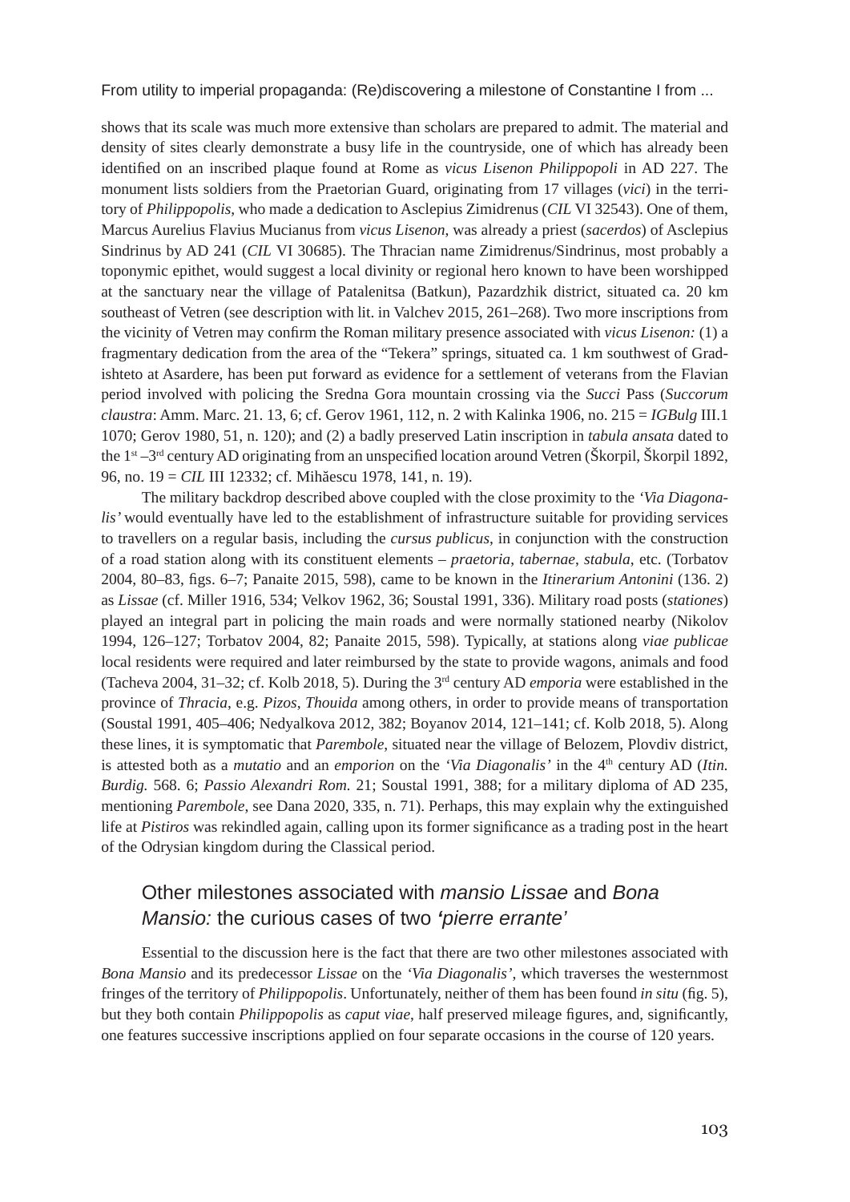shows that its scale was much more extensive than scholars are prepared to admit. The material and density of sites clearly demonstrate a busy life in the countryside, one of which has already been identified on an inscribed plaque found at Rome as *vicus Lisenon Philippopoli* in AD 227. The monument lists soldiers from the Praetorian Guard, originating from 17 villages (*vici*) in the territory of *Philippopolis*, who made a dedication to Asclepius Zimidrenus (*CIL* VI 32543). One of them, Marcus Aurelius Flavius Mucianus from *vicus Lisenon*, was already a priest (*sacerdos*) of Asclepius Sindrinus by AD 241 (*CIL* VI 30685). The Thracian name Zimidrenus/Sindrinus, most probably a toponymic epithet, would suggest a local divinity or regional hero known to have been worshipped at the sanctuary near the village of Patalenitsa (Batkun), Pazardzhik district, situated ca. 20 km southeast of Vetren (see description with lit. in Valchev 2015, 261–268). Two more inscriptions from the vicinity of Vetren may confirm the Roman military presence associated with *vicus Lisenon:* (1) a fragmentary dedication from the area of the "Tekera" springs, situated ca. 1 km southwest of Gradishteto at Asardere, has been put forward as evidence for a settlement of veterans from the Flavian period involved with policing the Sredna Gora mountain crossing via the *Succi* Pass (*Succorum claustra*: Amm. Marc. 21. 13, 6; cf. Gerov 1961, 112, n. 2 with Kalinka 1906, no. 215 = *IGBulg* III.1 1070; Gerov 1980, 51, n. 120); and (2) a badly preserved Latin inscription in *tabula ansata* dated to the 1st –3rd century AD originating from an unspecified location around Vetren (Škorpil, Škorpil 1892, 96, no. 19 = *CIL* III 12332; cf. Mihăescu 1978, 141, n. 19).

The military backdrop described above coupled with the close proximity to the *'Via Diagonalis'* would eventually have led to the establishment of infrastructure suitable for providing services to travellers on a regular basis, including the *cursus publicus*, in conjunction with the construction of a road station along with its constituent elements – *praetoria*, *tabernae*, *stabula*, etc. (Torbatov 2004, 80–83, figs. 6–7; Panaite 2015, 598), came to be known in the *Itinerarium Antonini* (136. 2) as *Lissae* (cf. Miller 1916, 534; Velkov 1962, 36; Soustal 1991, 336). Military road posts (*stationes*) played an integral part in policing the main roads and were normally stationed nearby (Nikolov 1994, 126–127; Torbatov 2004, 82; Panaite 2015, 598). Typically, at stations along *viae publicae* local residents were required and later reimbursed by the state to provide wagons, animals and food (Tacheva 2004, 31–32; cf. Kolb 2018, 5). During the 3rd century AD *emporia* were established in the province of *Thracia*, e.g. *Pizos*, *Thouida* among others, in order to provide means of transportation (Soustal 1991, 405–406; Nedyalkova 2012, 382; Boyanov 2014, 121–141; cf. Kolb 2018, 5). Along these lines, it is symptomatic that *Parembole*, situated near the village of Belozem, Plovdiv district, is attested both as a *mutatio* and an *emporion* on the *'Via Diagonalis'* in the 4th century AD (*Itin. Burdig.* 568. 6; *Passio Alexandri Rom.* 21; Soustal 1991, 388; for a military diploma of AD 235, mentioning *Parembole*, see Dana 2020, 335, n. 71). Perhaps, this may explain why the extinguished life at *Pistiros* was rekindled again, calling upon its former significance as a trading post in the heart of the Odrysian kingdom during the Classical period.

## Other milestones associated with *mansio Lissae* and *Bona Mansio:* the curious cases of two *'pierre errante'*

Essential to the discussion here is the fact that there are two other milestones associated with *Bona Mansio* and its predecessor *Lissae* on the *'Via Diagonalis'*, which traverses the westernmost fringes of the territory of *Philippopolis*. Unfortunately, neither of them has been found *in situ* (fig. 5), but they both contain *Philippopolis* as *caput viae*, half preserved mileage figures, and, significantly, one features successive inscriptions applied on four separate occasions in the course of 120 years.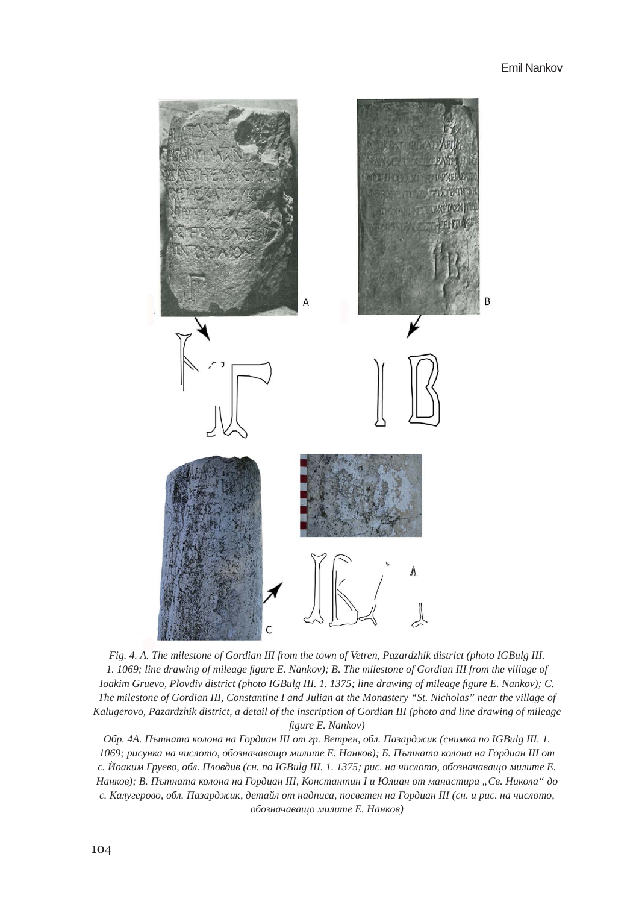*Fig. 4. A. The milestone of Gordian III from the town of Vetren, Pazardzhik district (photo IGBulg III. 1. 1069; line drawing of mileage figure E. Nankov); B. The milestone of Gordian III from the village of Ioakim Gruevo, Plovdiv district (photo IGBulg III. 1. 1375; line drawing of mileage figure E. Nankov); C. The milestone of Gordian III, Constantine I and Julian at the Monastery "St. Nicholas" near the village of Kalugerovo, Pazardzhik district, a detail of the inscription of Gordian III (photo and line drawing of mileage figure E. Nankov)*

*Обр. 4А. Пътната колона на Гордиан III от гр. Ветрен, обл. Пазарджик (снимка по IGBulg III. 1. 1069; рисунка на числото, обозначаващо милите Е. Нанков); Б. Пътната колона на Гордиан III от с. Йоаким Груево, обл. Пловдив (сн. по IGBulg III. 1. 1375; рис. на числото, обозначаващо милите Е. Нанков); В. Пътната колона на Гордиан III, Константин I и Юлиан от манастира „Св. Никола" до с. Калугерово, обл. Пазарджик, детайл от надписа, посветен на Гордиан III (сн. и рис. на числото, обозначаващо милите Е. Нанков)*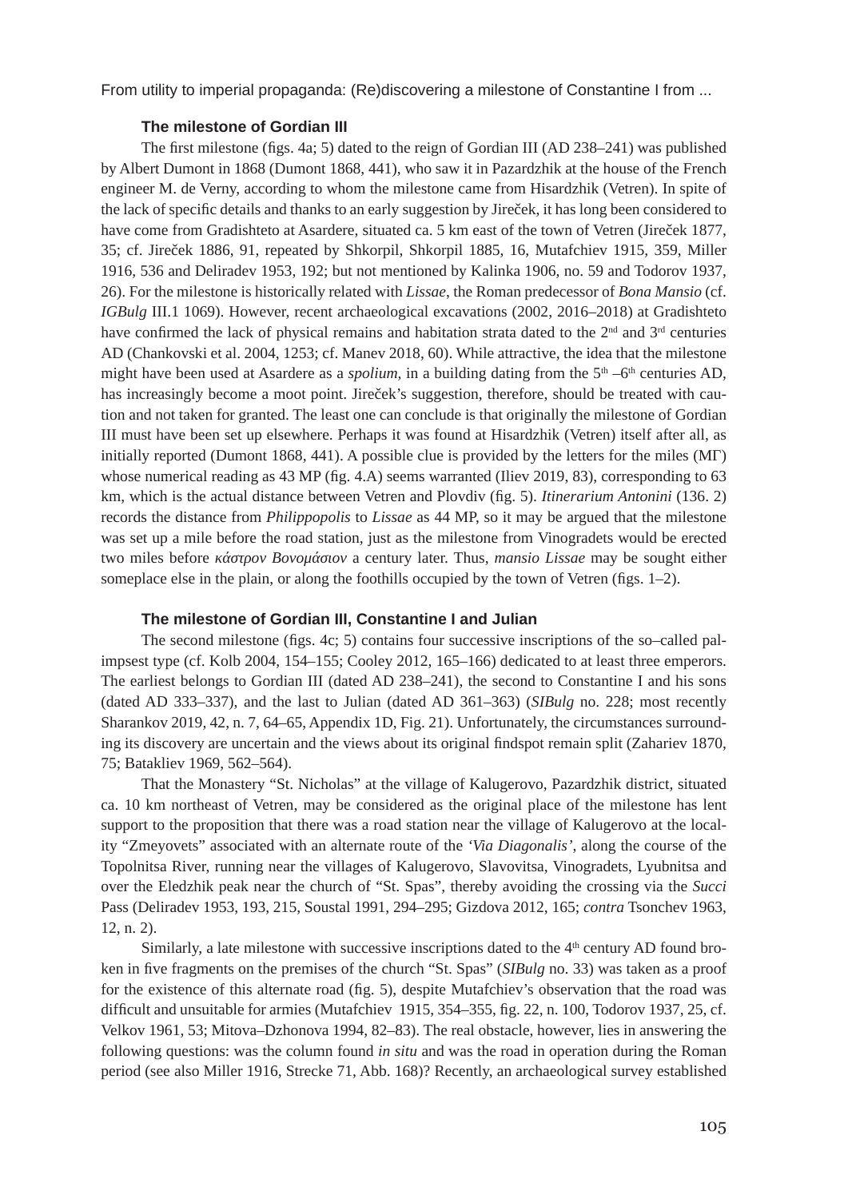### The milestone of Gordian III

The first milestone (figs. 4a; 5) dated to the reign of Gordian III (AD 238–241) was published by Albert Dumont in 1868 (Dumont 1868, 441), who saw it in Pazardzhik at the house of the French engineer M. de Verny, according to whom the milestone came from Hisardzhik (Vetren). In spite of the lack of specific details and thanks to an early suggestion by Jireček, it has long been considered to have come from Gradishteto at Asardere, situated ca. 5 km east of the town of Vetren (Jireček 1877, 35; cf. Jireček 1886, 91, repeated by Shkorpil, Shkorpil 1885, 16, Mutafchiev 1915, 359, Miller 1916, 536 and Deliradev 1953, 192; but not mentioned by Kalinka 1906, no. 59 and Todorov 1937, 26). For the milestone is historically related with *Lissae*, the Roman predecessor of *Bona Mansio* (cf. *IGBulg* III.1 1069). However, recent archaeological excavations (2002, 2016–2018) at Gradishteto have confirmed the lack of physical remains and habitation strata dated to the 2nd and 3rd centuries AD (Chankovski et al. 2004, 1253; cf. Manev 2018, 60). While attractive, the idea that the milestone might have been used at Asardere as a *spolium,* in a building dating from the 5th –6th centuries AD, has increasingly become a moot point. Jireček's suggestion, therefore, should be treated with caution and not taken for granted. The least one can conclude is that originally the milestone of Gordian III must have been set up elsewhere. Perhaps it was found at Hisardzhik (Vetren) itself after all, as initially reported (Dumont 1868, 441). A possible clue is provided by the letters for the miles (ΜΓ) whose numerical reading as 43 MP (fig. 4.A) seems warranted (Iliev 2019, 83), corresponding to 63 km, which is the actual distance between Vetren and Plovdiv (fig. 5). *Itinerarium Antonini* (136. 2) records the distance from *Philippopolis* to *Lissae* as 44 MP, so it may be argued that the milestone was set up a mile before the road station, just as the milestone from Vinogradets would be erected two miles before *κάστρον Βονομάσιον* a century later. Thus, *mansio Lissae* may be sought either someplace else in the plain, or along the foothills occupied by the town of Vetren (figs. 1–2).

### The milestone of Gordian III, Constantine I and Julian

The second milestone (figs. 4c; 5) contains four successive inscriptions of the so–called palimpsest type (cf. Kolb 2004, 154–155; Cooley 2012, 165–166) dedicated to at least three emperors. The earliest belongs to Gordian III (dated AD 238–241), the second to Constantine I and his sons (dated AD 333–337), and the last to Julian (dated AD 361–363) (*SIBulg* no. 228; most recently Sharankov 2019, 42, n. 7, 64–65, Appendix 1D, Fig. 21). Unfortunately, the circumstances surrounding its discovery are uncertain and the views about its original findspot remain split (Zahariev 1870, 75; Batakliev 1969, 562–564).

That the Monastery "St. Nicholas" at the village of Kalugerovo, Pazardzhik district, situated ca. 10 km northeast of Vetren, may be considered as the original place of the milestone has lent support to the proposition that there was a road station near the village of Kalugerovo at the locality "Zmeyovets" associated with an alternate route of the *'Via Diagonalis'*, along the course of the Topolnitsa River, running near the villages of Kalugerovo, Slavovitsa, Vinogradets, Lyubnitsa and over the Eledzhik peak near the church of "St. Spas", thereby avoiding the crossing via the *Succi* Pass (Deliradev 1953, 193, 215, Soustal 1991, 294–295; Gizdova 2012, 165; *contra* Tsonchev 1963, 12, n. 2).

Similarly, a late milestone with successive inscriptions dated to the 4th century AD found broken in five fragments on the premises of the church "St. Spas" (*SIBulg* no. 33) was taken as a proof for the existence of this alternate road (fig. 5), despite Mutafchiev's observation that the road was difficult and unsuitable for armies (Mutafchiev 1915, 354–355, fig. 22, n. 100, Todorov 1937, 25, cf. Velkov 1961, 53; Mitova–Dzhonova 1994, 82–83). The real obstacle, however, lies in answering the following questions: was the column found *in situ* and was the road in operation during the Roman period (see also Miller 1916, Strecke 71, Abb. 168)? Recently, an archaeological survey established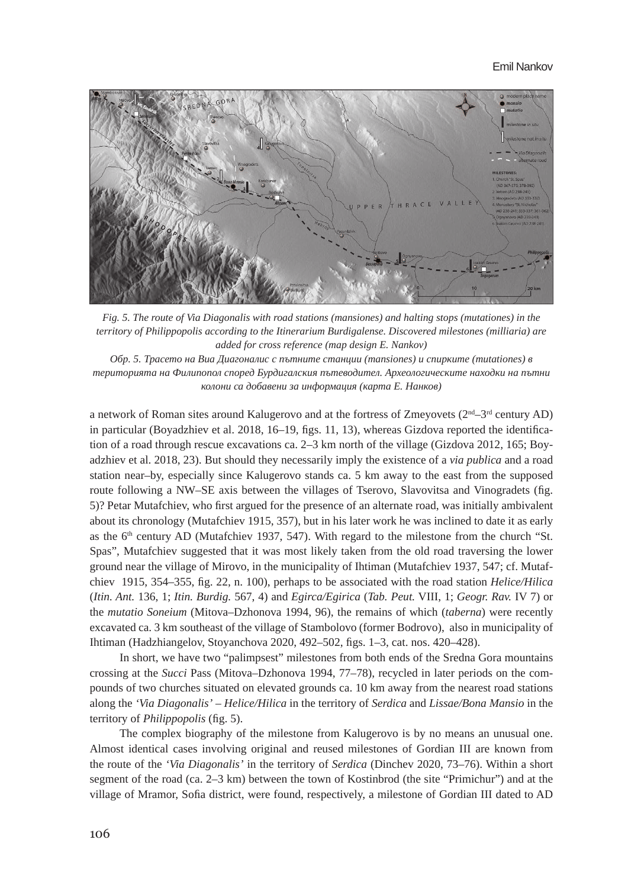*Fig. 5. The route of Via Diagonalis with road stations (mansiones) and halting stops (mutationes) in the territory of Philippopolis according to the Itinerarium Burdigalense. Discovered milestones (milliaria) are added for cross reference (map design E. Nankov)*

*Обр. 5. Трасето на Виа Диагоналис с пътните станции (mansiones) и спирките (mutationes) в територията на Филипопол според Бурдигалския пътеводител. Археологическите находки на пътни колони са добавени за информация (карта Е. Нанков)*

a network of Roman sites around Kalugerovo and at the fortress of Zmeyovets (2nd–3rd century AD) in particular (Boyadzhiev et al. 2018, 16–19, figs. 11, 13), whereas Gizdova reported the identification of a road through rescue excavations ca. 2–3 km north of the village (Gizdova 2012, 165; Boyadzhiev et al. 2018, 23). But should they necessarily imply the existence of a *via publica* and a road station near–by, especially since Kalugerovo stands ca. 5 km away to the east from the supposed route following a NW–SE axis between the villages of Tserovo, Slavovitsa and Vinogradets (fig. 5)? Petar Mutafchiev, who first argued for the presence of an alternate road, was initially ambivalent about its chronology (Mutafchiev 1915, 357), but in his later work he was inclined to date it as early as the 6th century AD (Mutafchiev 1937, 547). With regard to the milestone from the church "St. Spas", Mutafchiev suggested that it was most likely taken from the old road traversing the lower ground near the village of Mirovo, in the municipality of Ihtiman (Mutafchiev 1937, 547; cf. Mutafchiev 1915, 354–355, fig. 22, n. 100), perhaps to be associated with the road station *Helice/Hilica* (*Itin. Ant.* 136, 1; *Itin. Burdig.* 567, 4) and *Egirca/Egirica* (*Tab. Peut.* VIII, 1; *Geogr. Rav.* IV 7) or the *mutatio Soneium* (Mitova–Dzhonova 1994, 96), the remains of which (*taberna*) were recently excavated ca. 3 km southeast of the village of Stambolovo (former Bodrovo), also in municipality of Ihtiman (Hadzhiangelov, Stoyanchova 2020, 492–502, figs. 1–3, cat. nos. 420–428).

In short, we have two "palimpsest" milestones from both ends of the Sredna Gora mountains crossing at the *Succi* Pass (Mitova–Dzhonova 1994, 77–78), recycled in later periods on the compounds of two churches situated on elevated grounds ca. 10 km away from the nearest road stations along the *'Via Diagonalis'* – *Helice/Hilica* in the territory of *Serdica* and *Lissae/Bona Mansio* in the territory of *Philippopolis* (fig. 5).

The complex biography of the milestone from Kalugerovo is by no means an unusual one. Almost identical cases involving original and reused milestones of Gordian III are known from the route of the *'Via Diagonalis'* in the territory of *Serdica* (Dinchev 2020, 73–76). Within a short segment of the road (ca. 2–3 km) between the town of Kostinbrod (the site "Primichur") and at the village of Mramor, Sofia district, were found, respectively, a milestone of Gordian III dated to AD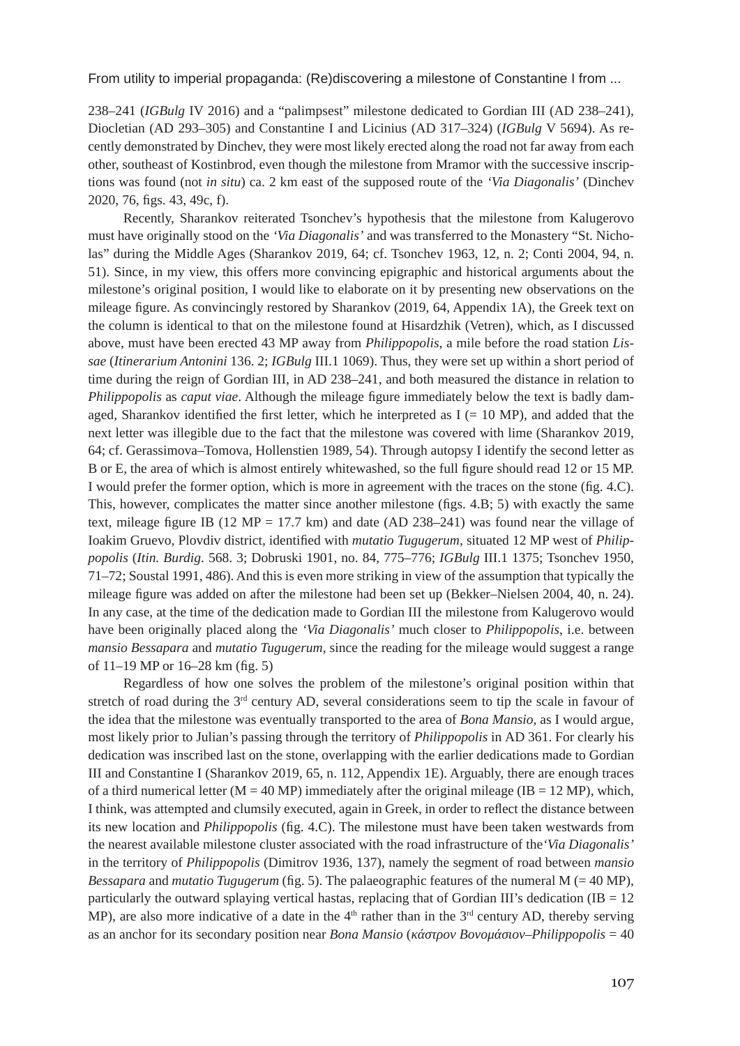238–241 (*IGBulg* IV 2016) and a "palimpsest" milestone dedicated to Gordian III (AD 238–241), Diocletian (AD 293–305) and Constantine I and Licinius (AD 317–324) (*IGBulg* V 5694). As recently demonstrated by Dinchev, they were most likely erected along the road not far away from each other, southeast of Kostinbrod, even though the milestone from Mramor with the successive inscriptions was found (not *in situ*) ca. 2 km east of the supposed route of the *'Via Diagonalis'* (Dinchev 2020, 76, figs. 43, 49c, f).

Recently, Sharankov reiterated Tsonchev's hypothesis that the milestone from Kalugerovo must have originally stood on the *'Via Diagonalis'* and was transferred to the Monastery "St. Nicholas" during the Middle Ages (Sharankov 2019, 64; cf. Tsonchev 1963, 12, n. 2; Conti 2004, 94, n. 51). Since, in my view, this offers more convincing epigraphic and historical arguments about the milestone's original position, I would like to elaborate on it by presenting new observations on the mileage figure. As convincingly restored by Sharankov (2019, 64, Appendix 1A), the Greek text on the column is identical to that on the milestone found at Hisardzhik (Vetren), which, as I discussed above, must have been erected 43 MP away from *Philippopolis*, a mile before the road station *Lissae* (*Itinerarium Antonini* 136. 2; *IGBulg* III.1 1069). Thus, they were set up within a short period of time during the reign of Gordian III, in AD 238–241, and both measured the distance in relation to *Philippopolis* as *caput viae*. Although the mileage figure immediately below the text is badly damaged, Sharankov identified the first letter, which he interpreted as I (= 10 MP), and added that the next letter was illegible due to the fact that the milestone was covered with lime (Sharankov 2019, 64; cf. Gerassimova–Tomova, Hollenstien 1989, 54). Through autopsy I identify the second letter as B or E, the area of which is almost entirely whitewashed, so the full figure should read 12 or 15 MP. I would prefer the former option, which is more in agreement with the traces on the stone (fig. 4.C). This, however, complicates the matter since another milestone (figs. 4.B; 5) with exactly the same text, mileage figure IB (12 MP = 17.7 km) and date (AD 238–241) was found near the village of Ioakim Gruevo, Plovdiv district, identified with *mutatio Tugugerum*, situated 12 MP west of *Philippopolis* (*Itin. Burdig*. 568. 3; Dobruski 1901, no. 84, 775–776; *IGBulg* III.1 1375; Tsonchev 1950, 71–72; Soustal 1991, 486). And this is even more striking in view of the assumption that typically the mileage figure was added on after the milestone had been set up (Bekker–Nielsen 2004, 40, n. 24). In any case, at the time of the dedication made to Gordian III the milestone from Kalugerovo would have been originally placed along the *'Via Diagonalis'* much closer to *Philippopolis*, i.e. between *mansio Bessapara* and *mutatio Tugugerum*, since the reading for the mileage would suggest a range of 11–19 MP or 16–28 km (fig. 5)

Regardless of how one solves the problem of the milestone's original position within that stretch of road during the 3rd century AD, several considerations seem to tip the scale in favour of the idea that the milestone was eventually transported to the area of *Bona Mansio*, as I would argue, most likely prior to Julian's passing through the territory of *Philippopolis* in AD 361. For clearly his dedication was inscribed last on the stone, overlapping with the earlier dedications made to Gordian III and Constantine I (Sharankov 2019, 65, n. 112, Appendix 1E). Arguably, there are enough traces of a third numerical letter (M = 40 MP) immediately after the original mileage (IB = 12 MP), which, I think, was attempted and clumsily executed, again in Greek, in order to reflect the distance between its new location and *Philippopolis* (fig. 4.C). The milestone must have been taken westwards from the nearest available milestone cluster associated with the road infrastructure of the *'Via Diagonalis'* in the territory of *Philippopolis* (Dimitrov 1936, 137), namely the segment of road between *mansio Bessapara* and *mutatio Tugugerum* (fig. 5). The palaeographic features of the numeral M (= 40 MP), particularly the outward splaying vertical hastas, replacing that of Gordian III's dedication (IB = 12 MP), are also more indicative of a date in the 4th rather than in the 3rd century AD, thereby serving as an anchor for its secondary position near *Bona Mansio* (*κάστρον Βονομάσιον–Philippopolis* = 40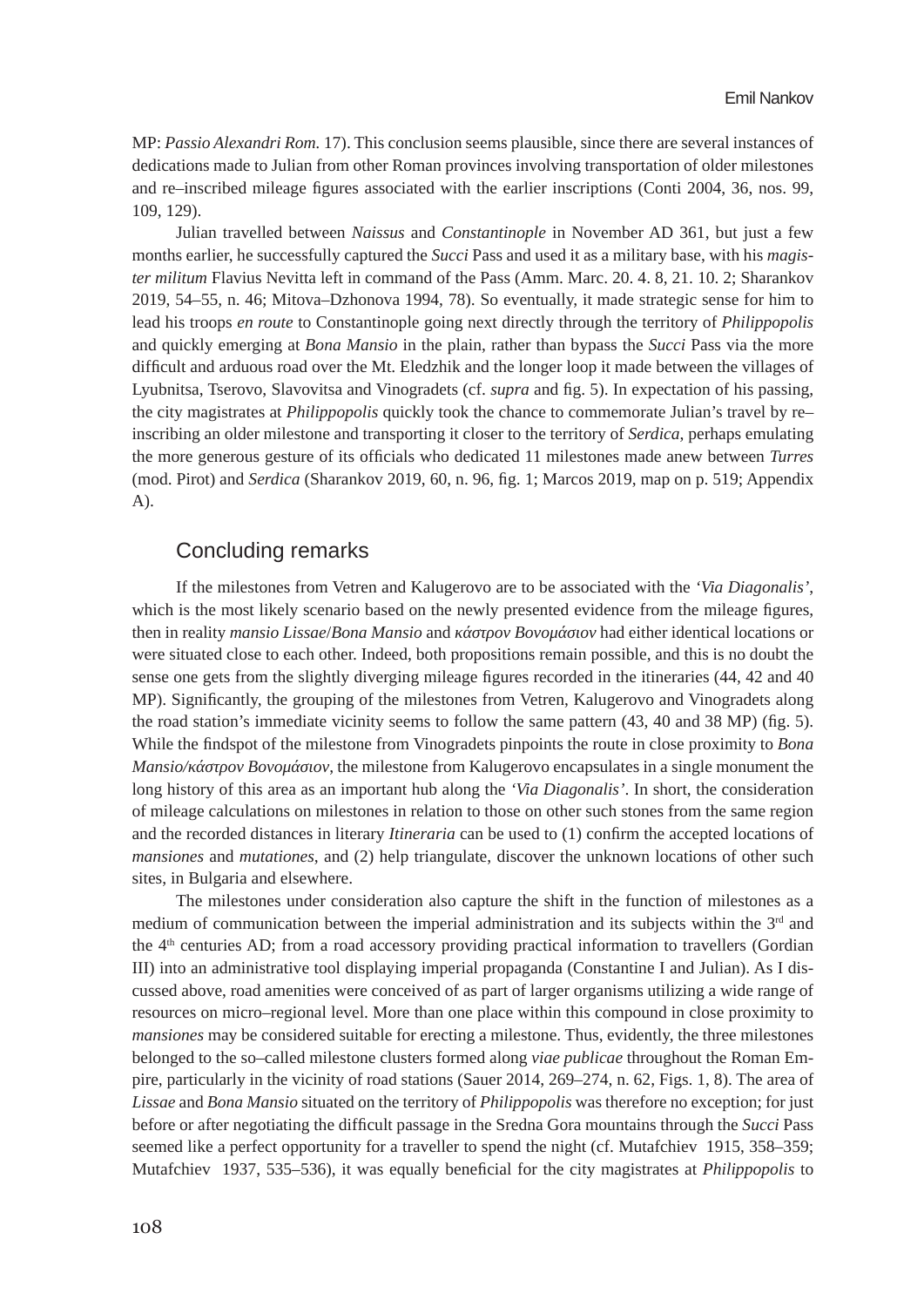MP: *Passio Alexandri Rom.* 17). This conclusion seems plausible, since there are several instances of dedications made to Julian from other Roman provinces involving transportation of older milestones and re–inscribed mileage figures associated with the earlier inscriptions (Conti 2004, 36, nos. 99, 109, 129).

Julian travelled between *Naissus* and *Constantinople* in November AD 361, but just a few months earlier, he successfully captured the *Succi* Pass and used it as a military base, with his *magister militum* Flavius Nevitta left in command of the Pass (Amm. Marc. 20. 4. 8, 21. 10. 2; Sharankov 2019, 54–55, n. 46; Mitova–Dzhonova 1994, 78). So eventually, it made strategic sense for him to lead his troops *en route* to Constantinople going next directly through the territory of *Philippopolis* and quickly emerging at *Bona Mansio* in the plain, rather than bypass the *Succi* Pass via the more difficult and arduous road over the Mt. Eledzhik and the longer loop it made between the villages of Lyubnitsa, Tserovo, Slavovitsa and Vinogradets (cf. *supra* and fig. 5). In expectation of his passing, the city magistrates at *Philippopolis* quickly took the chance to commemorate Julian's travel by re–inscribing an older milestone and transporting it closer to the territory of *Serdica*, perhaps emulating the more generous gesture of its officials who dedicated 11 milestones made anew between *Turres* (mod. Pirot) and *Serdica* (Sharankov 2019, 60, n. 96, fig. 1; Marcos 2019, map on p. 519; Appendix A).

## Concluding remarks

If the milestones from Vetren and Kalugerovo are to be associated with the *'Via Diagonalis'*, which is the most likely scenario based on the newly presented evidence from the mileage figures, then in reality *mansio Lissae*/*Bona Mansio* and *κάστρον Βονομάσιον* had either identical locations or were situated close to each other. Indeed, both propositions remain possible, and this is no doubt the sense one gets from the slightly diverging mileage figures recorded in the itineraries (44, 42 and 40 MP). Significantly, the grouping of the milestones from Vetren, Kalugerovo and Vinogradets along the road station's immediate vicinity seems to follow the same pattern (43, 40 and 38 MP) (fig. 5). While the findspot of the milestone from Vinogradets pinpoints the route in close proximity to *Bona Mansio/κάστρον Βονομάσιον*, the milestone from Kalugerovo encapsulates in a single monument the long history of this area as an important hub along the *'Via Diagonalis'*. In short, the consideration of mileage calculations on milestones in relation to those on other such stones from the same region and the recorded distances in literary *Itineraria* can be used to (1) confirm the accepted locations of *mansiones* and *mutationes*, and (2) help triangulate, discover the unknown locations of other such sites, in Bulgaria and elsewhere.

The milestones under consideration also capture the shift in the function of milestones as a medium of communication between the imperial administration and its subjects within the 3rd and the 4th centuries AD; from a road accessory providing practical information to travellers (Gordian III) into an administrative tool displaying imperial propaganda (Constantine I and Julian). As I discussed above, road amenities were conceived of as part of larger organisms utilizing a wide range of resources on micro–regional level. More than one place within this compound in close proximity to *mansiones* may be considered suitable for erecting a milestone. Thus, evidently, the three milestones belonged to the so–called milestone clusters formed along *viae publicae* throughout the Roman Empire, particularly in the vicinity of road stations (Sauer 2014, 269–274, n. 62, Figs. 1, 8). The area of *Lissae* and *Bona Mansio* situated on the territory of *Philippopolis* was therefore no exception; for just before or after negotiating the difficult passage in the Sredna Gora mountains through the *Succi* Pass seemed like a perfect opportunity for a traveller to spend the night (cf. Mutafchiev 1915, 358–359; Mutafchiev 1937, 535–536), it was equally beneficial for the city magistrates at *Philippopolis* to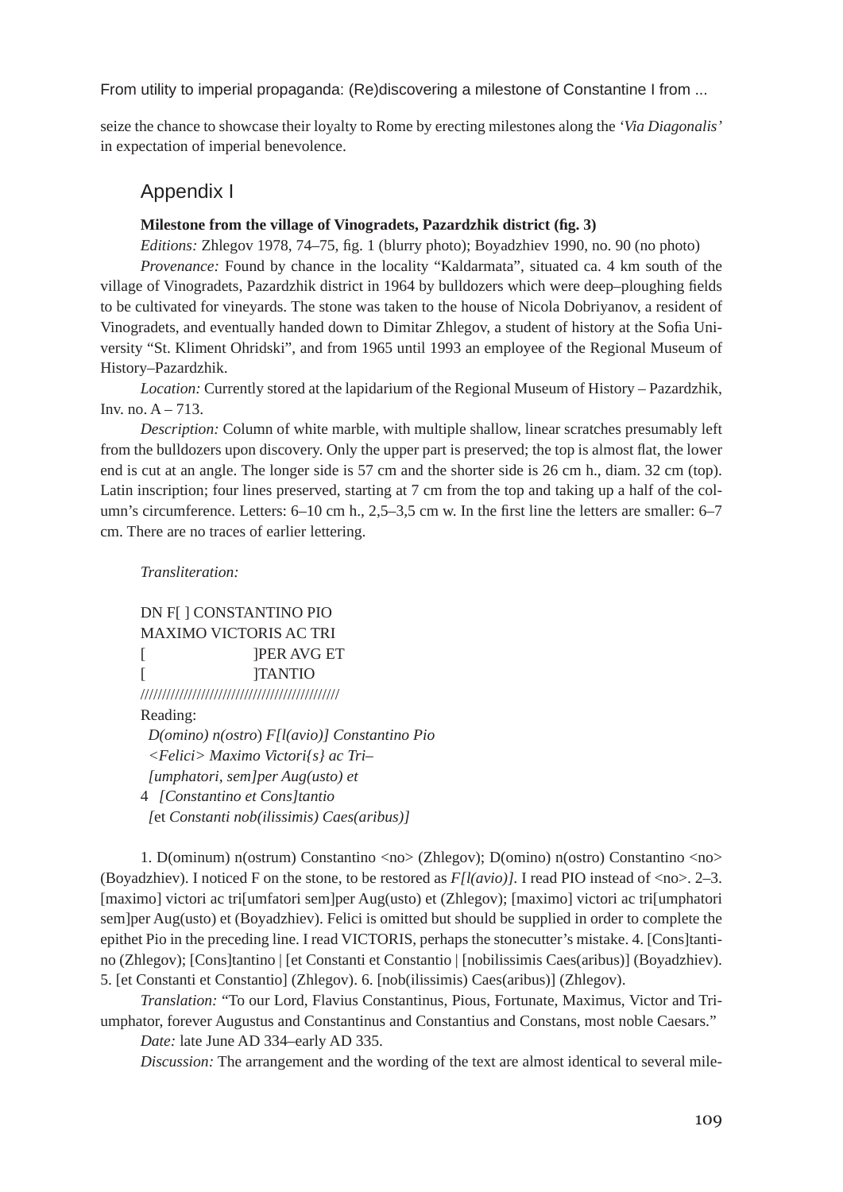seize the chance to showcase their loyalty to Rome by erecting milestones along the *'Via Diagonalis'* in expectation of imperial benevolence.

## Appendix I

**Milestone from the village of Vinogradets, Pazardzhik district (fig. 3)**

*Editions:* Zhlegov 1978, 74–75, fig. 1 (blurry photo); Boyadzhiev 1990, no. 90 (no photo)

*Provenance:* Found by chance in the locality "Kaldarmata", situated ca. 4 km south of the village of Vinogradets, Pazardzhik district in 1964 by bulldozers which were deep–ploughing fields to be cultivated for vineyards. The stone was taken to the house of Nicola Dobriyanov, a resident of Vinogradets, and eventually handed down to Dimitar Zhlegov, a student of history at the Sofia University "St. Kliment Ohridski", and from 1965 until 1993 an employee of the Regional Museum of History–Pazardzhik.

*Location:* Currently stored at the lapidarium of the Regional Museum of History – Pazardzhik, Inv. no. A – 713.

*Description:* Column of white marble, with multiple shallow, linear scratches presumably left from the bulldozers upon discovery. Only the upper part is preserved; the top is almost flat, the lower end is cut at an angle. The longer side is 57 cm and the shorter side is 26 cm h., diam. 32 cm (top). Latin inscription; four lines preserved, starting at 7 cm from the top and taking up a half of the column's circumference. Letters: 6–10 cm h., 2,5–3,5 cm w. In the first line the letters are smaller: 6–7 cm. There are no traces of earlier lettering.

*Transliteration:*

DN F[ ] CONSTANTINO PIO
MAXIMO VICTORIS AC TRI
[ ]PER AVG ET
[ ]TANTIO
////////////////////////////////////////////

Reading:

*D(omino) n(ostro) F[l(avio)] Constantino Pio*
*<Felici> Maximo Victori{s} ac Tri–*
*[umphatori, sem]per Aug(usto) et*
4 *[Constantino et Cons]tantio*
*[*et *Constanti nob(ilissimis) Caes(aribus)]*

1. D(ominum) n(ostrum) Constantino <no> (Zhlegov); D(omino) n(ostro) Constantino <no> (Boyadzhiev). I noticed F on the stone, to be restored as *F[l(avio)]*. I read PIO instead of <no>. 2–3. [maximo] victori ac tri[umfatori sem]per Aug(usto) et (Zhlegov); [maximo] victori ac tri[umphatori sem]per Aug(usto) et (Boyadzhiev). Felici is omitted but should be supplied in order to complete the epithet Pio in the preceding line. I read VICTORIS, perhaps the stonecutter's mistake. 4. [Cons]tantino (Zhlegov); [Cons]tantino | [et Constanti et Constantio | [nobilissimis Caes(aribus)] (Boyadzhiev). 5. [et Constanti et Constantio] (Zhlegov). 6. [nob(ilissimis) Caes(aribus)] (Zhlegov).

*Translation:* "To our Lord, Flavius Constantinus, Pious, Fortunate, Maximus, Victor and Triumphator, forever Augustus and Constantinus and Constantius and Constans, most noble Caesars."

*Date:* late June AD 334–early AD 335.

*Discussion:* The arrangement and the wording of the text are almost identical to several mile-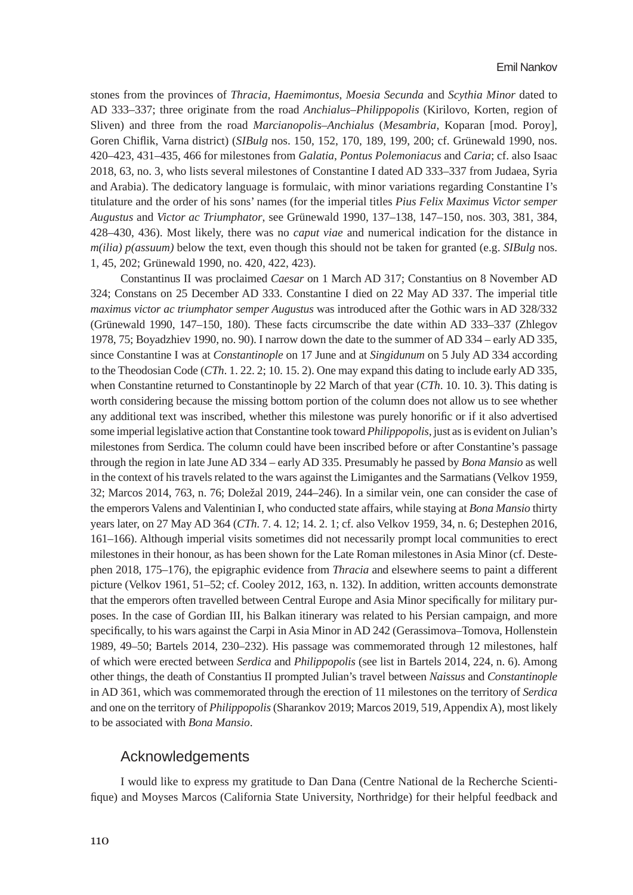stones from the provinces of *Thracia*, *Haemimontus*, *Moesia Secunda* and *Scythia Minor* dated to AD 333–337; three originate from the road *Anchialus–Philippopolis* (Kirilovo, Korten, region of Sliven) and three from the road *Marcianopolis–Anchialus* (*Mesambria*, Koparan [mod. Poroy], Goren Chiflik, Varna district) (*SIBulg* nos. 150, 152, 170, 189, 199, 200; cf. Grünewald 1990, nos. 420–423, 431–435, 466 for milestones from *Galatia*, *Pontus Polemoniacus* and *Caria*; cf. also Isaac 2018, 63, no. 3, who lists several milestones of Constantine I dated AD 333–337 from Judaea, Syria and Arabia). The dedicatory language is formulaic, with minor variations regarding Constantine I's titulature and the order of his sons' names (for the imperial titles *Pius Felix Maximus Victor semper Augustus* and *Victor ac Triumphator*, see Grünewald 1990, 137–138, 147–150, nos. 303, 381, 384, 428–430, 436). Most likely, there was no *caput viae* and numerical indication for the distance in *m(ilia) p(assuum)* below the text, even though this should not be taken for granted (e.g. *SIBulg* nos. 1, 45, 202; Grünewald 1990, no. 420, 422, 423).

Constantinus II was proclaimed *Caesar* on 1 March AD 317; Constantius on 8 November AD 324; Constans on 25 December AD 333. Constantine I died on 22 May AD 337. The imperial title *maximus victor ac triumphator semper Augustus* was introduced after the Gothic wars in AD 328/332 (Grünewald 1990, 147–150, 180). These facts circumscribe the date within AD 333–337 (Zhlegov 1978, 75; Boyadzhiev 1990, no. 90). I narrow down the date to the summer of AD 334 – early AD 335, since Constantine I was at *Constantinople* on 17 June and at *Singidunum* on 5 July AD 334 according to the Theodosian Code (*CTh*. 1. 22. 2; 10. 15. 2). One may expand this dating to include early AD 335, when Constantine returned to Constantinople by 22 March of that year (*CTh*. 10. 10. 3). This dating is worth considering because the missing bottom portion of the column does not allow us to see whether any additional text was inscribed, whether this milestone was purely honorific or if it also advertised some imperial legislative action that Constantine took toward *Philippopolis*, just as is evident on Julian's milestones from Serdica. The column could have been inscribed before or after Constantine's passage through the region in late June AD 334 – early AD 335. Presumably he passed by *Bona Mansio* as well in the context of his travels related to the wars against the Limigantes and the Sarmatians (Velkov 1959, 32; Marcos 2014, 763, n. 76; Doležal 2019, 244–246). In a similar vein, one can consider the case of the emperors Valens and Valentinian I, who conducted state affairs, while staying at *Bona Mansio* thirty years later, on 27 May AD 364 (*CTh*. 7. 4. 12; 14. 2. 1; cf. also Velkov 1959, 34, n. 6; Destephen 2016, 161–166). Although imperial visits sometimes did not necessarily prompt local communities to erect milestones in their honour, as has been shown for the Late Roman milestones in Asia Minor (cf. Destephen 2018, 175–176), the epigraphic evidence from *Thracia* and elsewhere seems to paint a different picture (Velkov 1961, 51–52; cf. Cooley 2012, 163, n. 132). In addition, written accounts demonstrate that the emperors often travelled between Central Europe and Asia Minor specifically for military purposes. In the case of Gordian III, his Balkan itinerary was related to his Persian campaign, and more specifically, to his wars against the Carpi in Asia Minor in AD 242 (Gerassimova–Tomova, Hollenstein 1989, 49–50; Bartels 2014, 230–232). His passage was commemorated through 12 milestones, half of which were erected between *Serdica* and *Philippopolis* (see list in Bartels 2014, 224, n. 6). Among other things, the death of Constantius II prompted Julian's travel between *Naissus* and *Constantinople* in AD 361, which was commemorated through the erection of 11 milestones on the territory of *Serdica* and one on the territory of *Philippopolis* (Sharankov 2019; Marcos 2019, 519, Appendix A), most likely to be associated with *Bona Mansio*.

## Acknowledgements

I would like to express my gratitude to Dan Dana (Centre National de la Recherche Scientifique) and Moyses Marcos (California State University, Northridge) for their helpful feedback and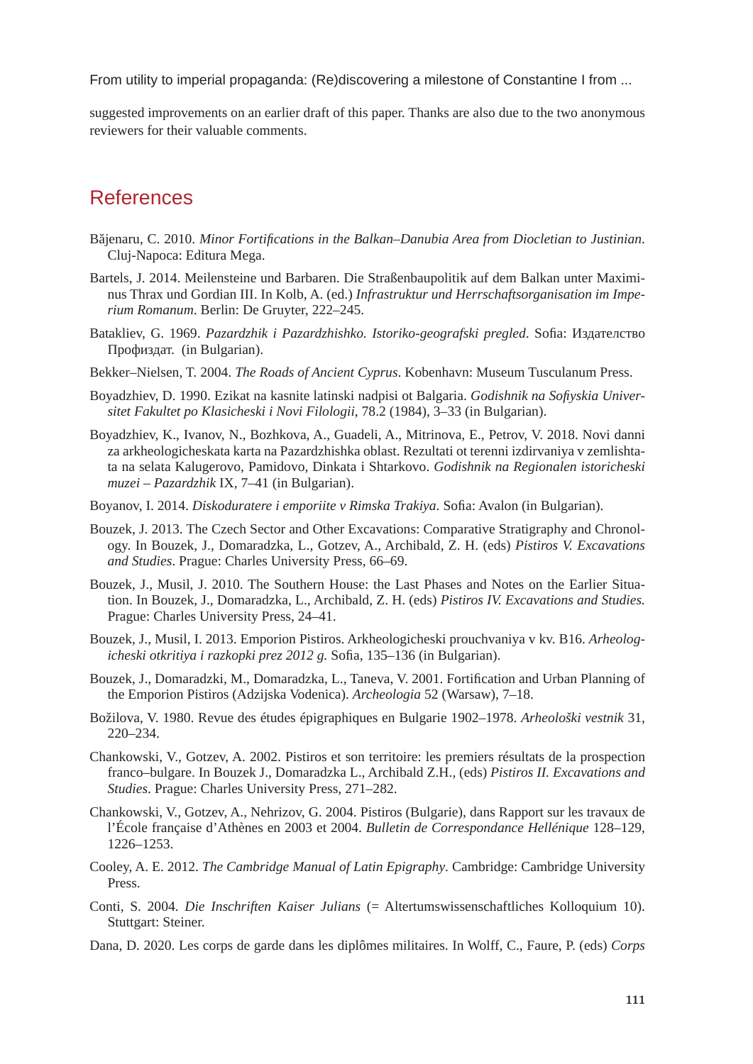suggested improvements on an earlier draft of this paper. Thanks are also due to the two anonymous reviewers for their valuable comments.

## References

Băjenaru, C. 2010. *Minor Fortifications in the Balkan–Danubia Area from Diocletian to Justinian*. Cluj-Napoca: Editura Mega.

Bartels, J. 2014. Meilensteine und Barbaren. Die Straßenbaupolitik auf dem Balkan unter Maximinus Thrax und Gordian III. In Kolb, A. (ed.) *Infrastruktur und Herrschaftsorganisation im Imperium Romanum*. Berlin: De Gruyter, 222–245.

Batakliev, G. 1969. *Pazardzhik i Pazardzhishko. Istoriko-geografski pregled*. Sofia: Издателство Профиздат. (in Bulgarian).

Bekker–Nielsen, T. 2004. *The Roads of Ancient Cyprus*. Kobenhavn: Museum Tusculanum Press.

Boyadzhiev, D. 1990. Ezikat na kasnite latinski nadpisi ot Balgaria. *Godishnik na Sofiyskia Universitet Fakultet po Klasicheski i Novi Filologii*, 78.2 (1984), 3–33 (in Bulgarian).

Boyadzhiev, K., Ivanov, N., Bozhkova, A., Guadeli, A., Mitrinova, E., Petrov, V. 2018. Novi danni za arkheologicheskata karta na Pazardzhishka oblast. Rezultati ot terenni izdirvaniya v zemlishtata na selata Kalugerovo, Pamidovo, Dinkata i Shtarkovo. *Godishnik na Regionalen istoricheski muzei – Pazardzhik* IX, 7–41 (in Bulgarian).

Boyanov, I. 2014. *Diskoduratere i emporiite v Rimska Trakiya*. Sofia: Avalon (in Bulgarian).

Bouzek, J. 2013. The Czech Sector and Other Excavations: Comparative Stratigraphy and Chronology. In Bouzek, J., Domaradzka, L., Gotzev, A., Archibald, Z. H. (eds) *Pistiros V. Excavations and Studies*. Prague: Charles University Press, 66–69.

Bouzek, J., Musil, J. 2010. The Southern House: the Last Phases and Notes on the Earlier Situation. In Bouzek, J., Domaradzka, L., Archibald, Z. H. (eds) *Pistiros IV. Excavations and Studies.* Prague: Charles University Press, 24–41.

Bouzek, J., Musil, I. 2013. Emporion Pistiros. Arkheologicheski prouchvaniya v kv. B16. *Arheologicheski otkritiya i razkopki prez 2012 g.* Sofia, 135–136 (in Bulgarian).

Bouzek, J., Domaradzki, M., Domaradzka, L., Taneva, V. 2001. Fortification and Urban Planning of the Emporion Pistiros (Adzijska Vodenica). *Archeologia* 52 (Warsaw), 7–18.

Božilova, V. 1980. Revue des études épigraphiques en Bulgarie 1902–1978. *Arheološki vestnik* 31, 220–234.

Chankowski, V., Gotzev, A. 2002. Pistiros et son territoire: les premiers résultats de la prospection franco–bulgare. In Bouzek J., Domaradzka L., Archibald Z.H., (eds) *Pistiros II. Excavations and Studies*. Prague: Charles University Press, 271–282.

Chankowski, V., Gotzev, A., Nehrizov, G. 2004. Pistiros (Bulgarie), dans Rapport sur les travaux de l'École française d'Athènes en 2003 et 2004. *Bulletin de Correspondance Hellénique* 128–129, 1226–1253.

Cooley, A. E. 2012. *The Cambridge Manual of Latin Epigraphy*. Cambridge: Cambridge University Press.

Conti, S. 2004. *Die Inschriften Kaiser Julians* (= Altertumswissenschaftliches Kolloquium 10). Stuttgart: Steiner.

Dana, D. 2020. Les corps de garde dans les diplômes militaires. In Wolff, C., Faure, P. (eds) *Corps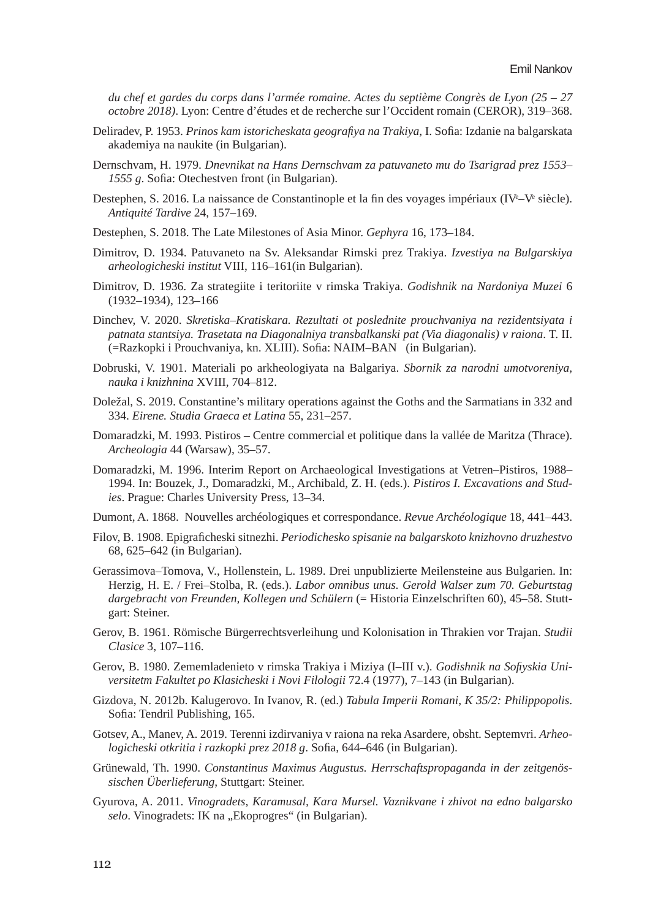*du chef et gardes du corps dans l'armée romaine. Actes du septième Congrès de Lyon (25 – 27 octobre 2018)*. Lyon: Centre d'études et de recherche sur l'Occident romain (CEROR), 319–368.

Deliradev, P. 1953. *Prinos kam istoricheskata geografiya na Trakiya*, I. Sofia: Izdanie na balgarskata akademiya na naukite (in Bulgarian).

Dernschvam, H. 1979. *Dnevnikat na Hans Dernschvam za patuvaneto mu do Tsarigrad prez 1553–1555 g*. Sofia: Otechestven front (in Bulgarian).

Destephen, S. 2016. La naissance de Constantinople et la fin des voyages impériaux (IVe–Ve siècle). *Antiquité Tardive* 24, 157–169.

Destephen, S. 2018. The Late Milestones of Asia Minor. *Gephyra* 16, 173–184.

Dimitrov, D. 1934. Patuvaneto na Sv. Aleksandar Rimski prez Trakiya. *Izvestiya na Bulgarskiya arheologicheski institut* VIII, 116–161(in Bulgarian).

Dimitrov, D. 1936. Za strategiite i teritoriite v rimska Trakiya. *Godishnik na Nardoniya Muzei* 6 (1932–1934), 123–166

Dinchev, V. 2020. *Skretiska–Kratiskara. Rezultati ot poslednite prouchvaniya na rezidentsiyata i patnata stantsiya. Trasetata na Diagonalniya transbalkanski pat (Via diagonalis) v raiona*. T. II. (=Razkopki i Prouchvaniya, kn. XLIII). Sofia: NAIM–BAN (in Bulgarian).

Dobruski, V. 1901. Materiali po arkheologiyata na Balgariya. *Sbornik za narodni umotvoreniya, nauka i knizhnina* XVIII, 704–812.

Doležal, S. 2019. Constantine's military operations against the Goths and the Sarmatians in 332 and 334. *Eirene. Studia Graeca et Latina* 55, 231–257.

Domaradzki, M. 1993. Pistiros – Centre commercial et politique dans la vallée de Maritza (Thrace). *Archeologia* 44 (Warsaw), 35–57.

Domaradzki, M. 1996. Interim Report on Archaeological Investigations at Vetren–Pistiros, 1988–1994. In: Bouzek, J., Domaradzki, M., Archibald, Z. H. (eds.). *Pistiros I. Excavations and Studies*. Prague: Charles University Press, 13–34.

Dumont, A. 1868. Nouvelles archéologiques et correspondance. *Revue Archéologique* 18, 441–443.

Filov, B. 1908. Epigraficheski sitnezhi. *Periodichesko spisanie na balgarskoto knizhovno druzhestvo* 68, 625–642 (in Bulgarian).

Gerassimova–Tomova, V., Hollenstein, L. 1989. Drei unpublizierte Meilensteine aus Bulgarien. In: Herzig, H. E. / Frei–Stolba, R. (eds.). *Labor omnibus unus. Gerold Walser zum 70. Geburtstag dargebracht von Freunden, Kollegen und Schülern* (= Historia Einzelschriften 60), 45–58. Stuttgart: Steiner.

Gerov, B. 1961. Römische Bürgerrechtsverleihung und Kolonisation in Thrakien vor Trajan. *Studii Clasice* 3, 107–116.

Gerov, B. 1980. Zememladenieto v rimska Trakiya i Miziya (I–III v.). *Godishnik na Sofiyskia Universitetm Fakultet po Klasicheski i Novi Filologii* 72.4 (1977), 7–143 (in Bulgarian).

Gizdova, N. 2012b. Kalugerovo. In Ivanov, R. (ed.) *Tabula Imperii Romani, K 35/2: Philippopolis*. Sofia: Tendril Publishing, 165.

Gotsev, A., Manev, A. 2019. Terenni izdirvaniya v raiona na reka Asardere, obsht. Septemvri. *Arheologicheski otkritia i razkopki prez 2018 g*. Sofia, 644–646 (in Bulgarian).

Grünewald, Th. 1990. *Constantinus Maximus Augustus. Herrschaftspropaganda in der zeitgenössischen Überlieferung*, Stuttgart: Steiner.

Gyurova, A. 2011. *Vinogradets, Karamusal, Kara Mursel. Vaznikvane i zhivot na edno balgarsko selo*. Vinogradets: IK na „Ekoprogres" (in Bulgarian).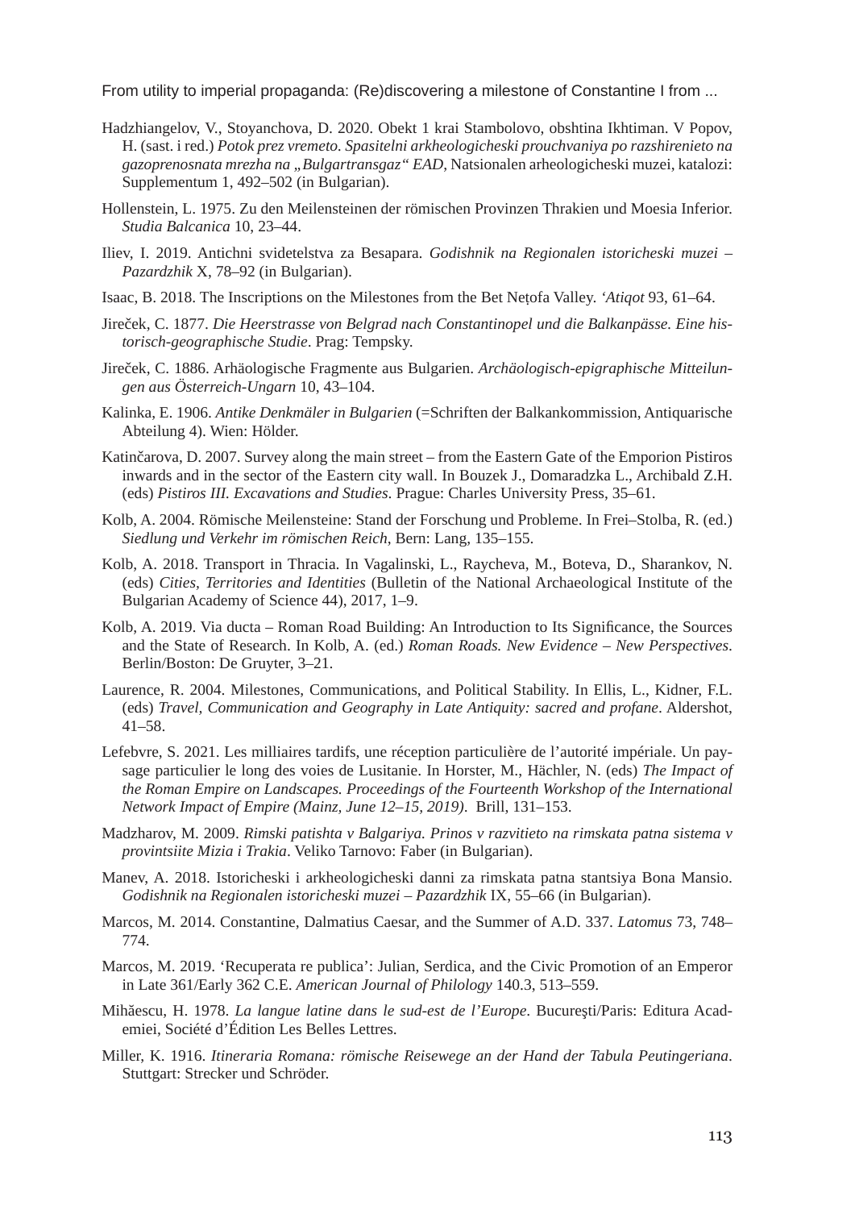Hadzhiangelov, V., Stoyanchova, D. 2020. Obekt 1 krai Stambolovo, obshtina Ikhtiman. V Popov, H. (sast. i red.) *Potok prez vremeto. Spasitelni arkheologicheski prouchvaniya po razshirenieto na gazoprenosnata mrezha na „Bulgartransgaz“ EAD*, Natsionalen arheologicheski muzei, katalozi: Supplementum 1, 492–502 (in Bulgarian).

Hollenstein, L. 1975. Zu den Meilensteinen der römischen Provinzen Thrakien und Moesia Inferior. *Studia Balcanica* 10, 23–44.

Iliev, I. 2019. Antichni svidetelstva za Besapara. *Godishnik na Regionalen istoricheski muzei – Pazardzhik* X, 78–92 (in Bulgarian).

Isaac, B. 2018. The Inscriptions on the Milestones from the Bet Neṭofa Valley. *'Atiqot* 93, 61–64.

Jireček, C. 1877. *Die Heerstrasse von Belgrad nach Constantinopel und die Balkanpässe. Eine historisch-geographische Studie*. Prag: Tempsky.

Jireček, C. 1886. Arhäologische Fragmente aus Bulgarien. *Archäologisch-epigraphische Mitteilungen aus Österreich-Ungarn* 10, 43–104.

Kalinka, E. 1906. *Antike Denkmäler in Bulgarien* (=Schriften der Balkankommission, Antiquarische Abteilung 4). Wien: Hölder.

Katinčarova, D. 2007. Survey along the main street – from the Eastern Gate of the Emporion Pistiros inwards and in the sector of the Eastern city wall. In Bouzek J., Domaradzka L., Archibald Z.H. (eds) *Pistiros III. Excavations and Studies*. Prague: Charles University Press, 35–61.

Kolb, A. 2004. Römische Meilensteine: Stand der Forschung und Probleme. In Frei–Stolba, R. (ed.) *Siedlung und Verkehr im römischen Reich*, Bern: Lang, 135–155.

Kolb, A. 2018. Transport in Thracia. In Vagalinski, L., Raycheva, M., Boteva, D., Sharankov, N. (eds) *Cities, Territories and Identities* (Bulletin of the National Archaeological Institute of the Bulgarian Academy of Science 44), 2017, 1–9.

Kolb, A. 2019. Via ducta – Roman Road Building: An Introduction to Its Significance, the Sources and the State of Research. In Kolb, A. (ed.) *Roman Roads. New Evidence – New Perspectives*. Berlin/Boston: De Gruyter, 3–21.

Laurence, R. 2004. Milestones, Communications, and Political Stability. In Ellis, L., Kidner, F.L. (eds) *Travel, Communication and Geography in Late Antiquity: sacred and profane*. Aldershot, 41–58.

Lefebvre, S. 2021. Les milliaires tardifs, une réception particulière de l'autorité impériale. Un paysage particulier le long des voies de Lusitanie. In Horster, M., Hächler, N. (eds) *The Impact of the Roman Empire on Landscapes. Proceedings of the Fourteenth Workshop of the International Network Impact of Empire (Mainz, June 12–15, 2019)*. Brill, 131–153.

Madzharov, M. 2009. *Rimski patishta v Balgariya. Prinos v razvitieto na rimskata patna sistema v provintsiite Mizia i Trakia*. Veliko Tarnovo: Faber (in Bulgarian).

Manev, A. 2018. Istoricheski i arkheologicheski danni za rimskata patna stantsiya Bona Mansio. *Godishnik na Regionalen istoricheski muzei – Pazardzhik* IX, 55–66 (in Bulgarian).

Marcos, M. 2014. Constantine, Dalmatius Caesar, and the Summer of A.D. 337. *Latomus* 73, 748–774.

Marcos, M. 2019. 'Recuperata re publica': Julian, Serdica, and the Civic Promotion of an Emperor in Late 361/Early 362 C.E. *American Journal of Philology* 140.3, 513–559.

Mihăescu, H. 1978. *La langue latine dans le sud-est de l'Europe*. Bucureşti/Paris: Editura Academiei, Société d'Édition Les Belles Lettres.

Miller, K. 1916. *Itineraria Romana: römische Reisewege an der Hand der Tabula Peutingeriana*. Stuttgart: Strecker und Schröder.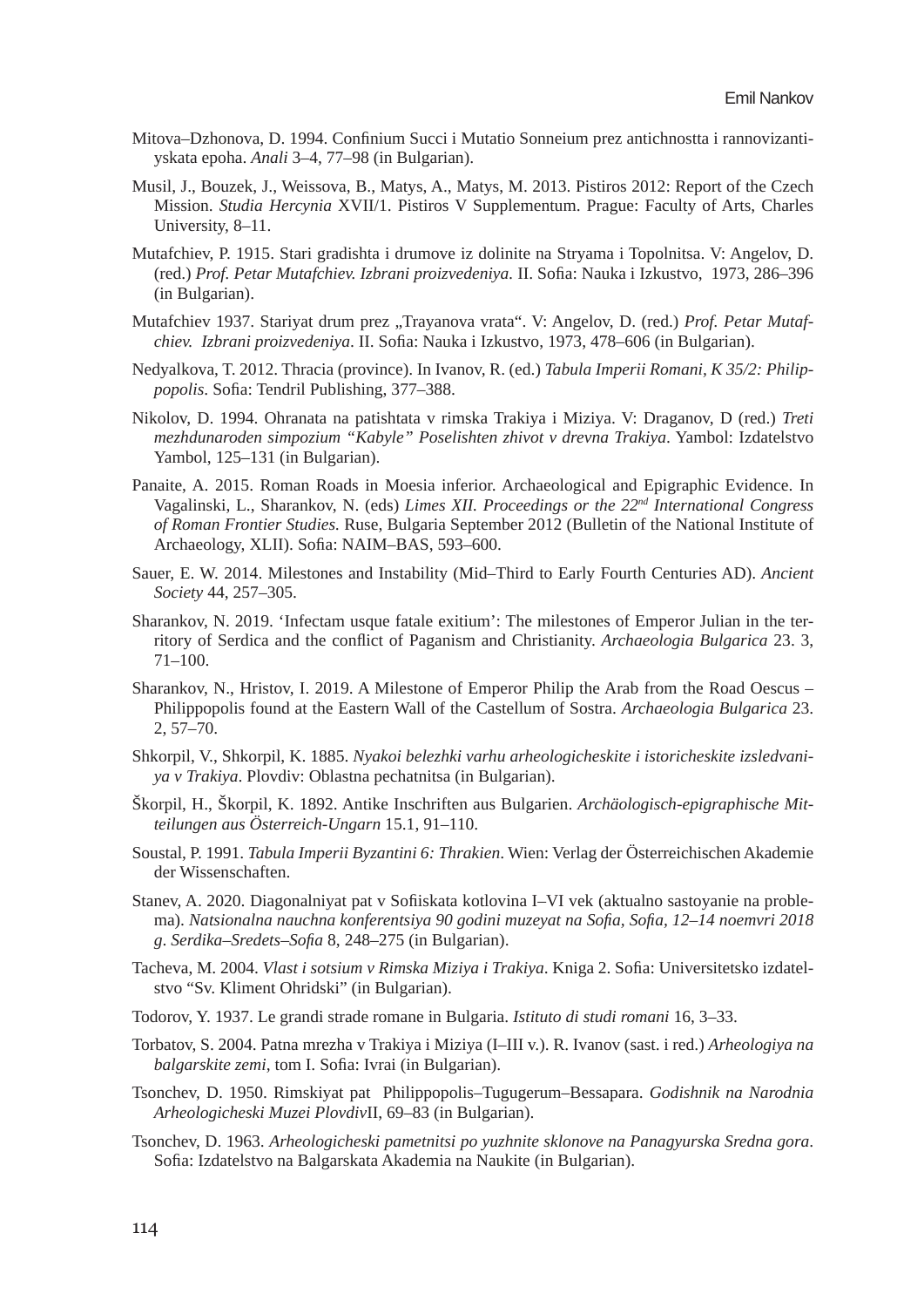Mitova–Dzhonova, D. 1994. Confinium Succi i Mutatio Sonneium prez antichnostta i rannovizantiyskata epoha. *Anali* 3–4, 77–98 (in Bulgarian).

Musil, J., Bouzek, J., Weissova, B., Matys, A., Matys, M. 2013. Pistiros 2012: Report of the Czech Mission. *Studia Hercynia* XVII/1. Pistiros V Supplementum. Prague: Faculty of Arts, Charles University, 8–11.

Mutafchiev, P. 1915. Stari gradishta i drumove iz dolinite na Stryama i Topolnitsa. V: Angelov, D. (red.) *Prof. Petar Mutafchiev. Izbrani proizvedeniya*. II. Sofia: Nauka i Izkustvo, 1973, 286–396 (in Bulgarian).

Mutafchiev 1937. Stariyat drum prez „Trayanova vrata". V: Angelov, D. (red.) *Prof. Petar Mutafchiev. Izbrani proizvedeniya*. II. Sofia: Nauka i Izkustvo, 1973, 478–606 (in Bulgarian).

Nedyalkova, T. 2012. Thracia (province). In Ivanov, R. (ed.) *Tabula Imperii Romani, K 35/2: Philippopolis*. Sofia: Tendril Publishing, 377–388.

Nikolov, D. 1994. Ohranata na patishtata v rimska Trakiya i Miziya. V: Draganov, D (red.) *Treti mezhdunaroden simpozium "Kabyle" Poselishten zhivot v drevna Trakiya*. Yambol: Izdatelstvo Yambol, 125–131 (in Bulgarian).

Panaite, A. 2015. Roman Roads in Moesia inferior. Archaeological and Epigraphic Evidence. In Vagalinski, L., Sharankov, N. (eds) *Limes XII. Proceedings or the 22nd International Congress of Roman Frontier Studies.* Ruse, Bulgaria September 2012 (Bulletin of the National Institute of Archaeology, XLII). Sofia: NAIM–BAS, 593–600.

Sauer, E. W. 2014. Milestones and Instability (Mid–Third to Early Fourth Centuries AD). *Ancient Society* 44, 257–305.

Sharankov, N. 2019. 'Infectam usque fatale exitium': The milestones of Emperor Julian in the territory of Serdica and the conflict of Paganism and Christianity. *Archaeologia Bulgarica* 23. 3, 71–100.

Sharankov, N., Hristov, I. 2019. A Milestone of Emperor Philip the Arab from the Road Oescus – Philippopolis found at the Eastern Wall of the Castellum of Sostra. *Archaeologia Bulgarica* 23. 2, 57–70.

Shkorpil, V., Shkorpil, K. 1885. *Nyakoi belezhki varhu arheologicheskite i istoricheskite izsledvaniya v Trakiya*. Plovdiv: Oblastna pechatnitsa (in Bulgarian).

Škorpil, H., Škorpil, K. 1892. Antike Inschriften aus Bulgarien. *Archäologisch-epigraphische Mitteilungen aus Österreich-Ungarn* 15.1, 91–110.

Soustal, P. 1991. *Tabula Imperii Byzantini 6: Thrakien*. Wien: Verlag der Österreichischen Akademie der Wissenschaften.

Stanev, A. 2020. Diagonalniyat pat v Sofiiskata kotlovina I–VI vek (aktualno sastoyanie na problema). *Natsionalna nauchna konferentsiya 90 godini muzeyat na Sofia, Sofia, 12–14 noemvri 2018 g*. *Serdika–Sredets–Sofia* 8, 248–275 (in Bulgarian).

Tacheva, M. 2004. *Vlast i sotsium v Rimska Miziya i Trakiya*. Kniga 2. Sofia: Universitetsko izdatelstvo "Sv. Kliment Ohridski" (in Bulgarian).

Todorov, Y. 1937. Le grandi strade romane in Bulgaria. *Istituto di studi romani* 16, 3–33.

Torbatov, S. 2004. Patna mrezha v Trakiya i Miziya (I–III v.). R. Ivanov (sast. i red.) *Arheologiya na balgarskite zemi*, tom I. Sofia: Ivrai (in Bulgarian).

Tsonchev, D. 1950. Rimskiyat pat Philippopolis–Tugugerum–Bessapara. *Godishnik na Narodnia Arheologicheski Muzei Plovdiv*II, 69–83 (in Bulgarian).

Tsonchev, D. 1963. *Arheologicheski pametnitsi po yuzhnite sklonove na Panagyurska Sredna gora*. Sofia: Izdatelstvo na Balgarskata Akademia na Naukite (in Bulgarian).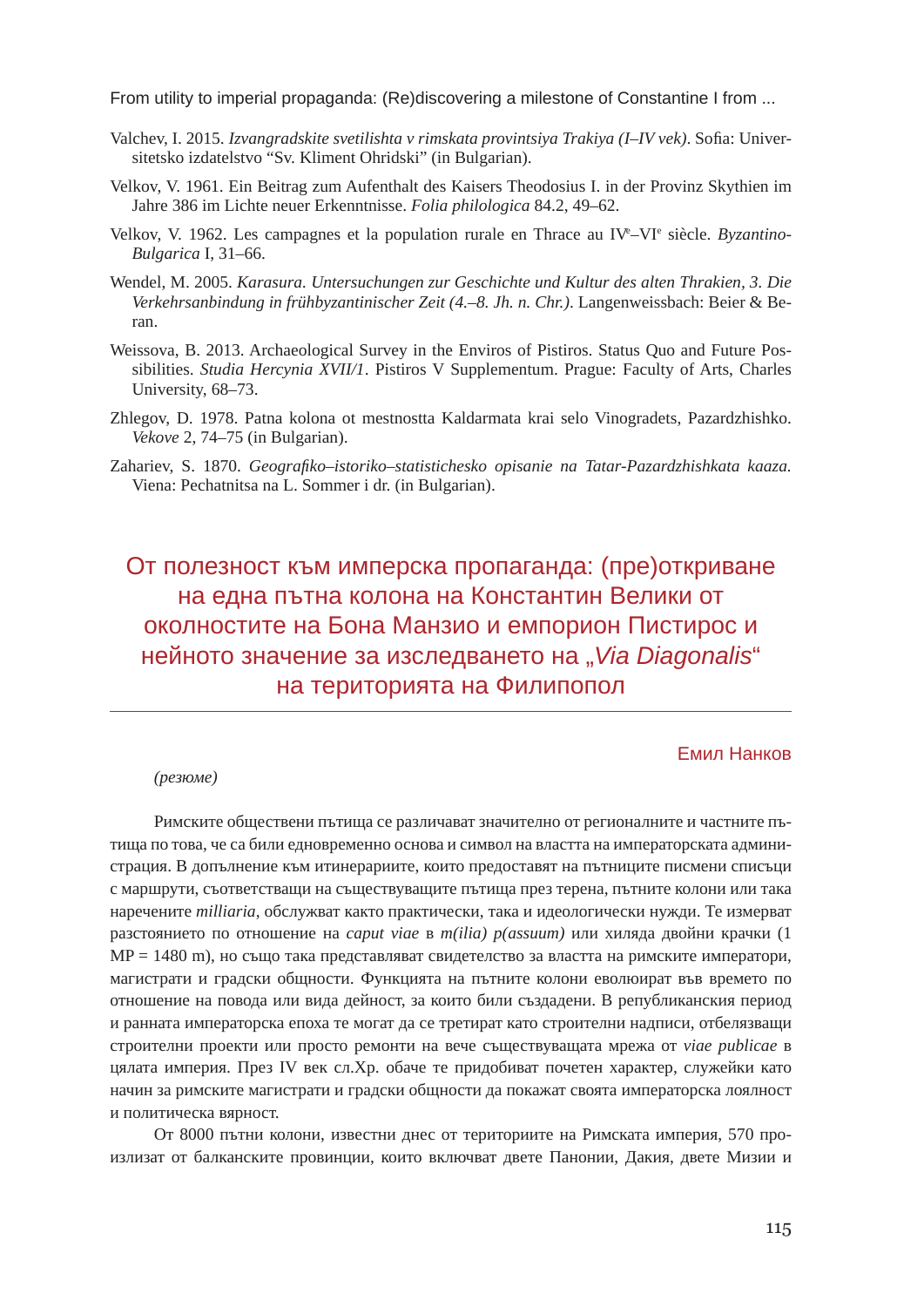Valchev, I. 2015. *Izvangradskite svetilishta v rimskata provintsiya Trakiya (I–IV vek)*. Sofia: Universitetsko izdatelstvo "Sv. Kliment Ohridski" (in Bulgarian).

Velkov, V. 1961. Ein Beitrag zum Aufenthalt des Kaisers Theodosius I. in der Provinz Skythien im Jahre 386 im Lichte neuer Erkenntnisse. *Folia philologica* 84.2, 49–62.

Velkov, V. 1962. Les campagnes et la population rurale en Thrace au IV[e]–VI[e] siècle. *Byzantino-Bulgarica* I, 31–66.

Wendel, M. 2005. *Karasura. Untersuchungen zur Geschichte und Kultur des alten Thrakien, 3. Die Verkehrsanbindung in frühbyzantinischer Zeit (4.–8. Jh. n. Chr.)*. Langenweissbach: Beier & Beran.

Weissova, B. 2013. Archaeological Survey in the Enviros of Pistiros. Status Quo and Future Possibilities. *Studia Hercynia XVII/1*. Pistiros V Supplementum. Prague: Faculty of Arts, Charles University, 68–73.

Zhlegov, D. 1978. Patna kolona ot mestnostta Kaldarmata krai selo Vinogradets, Pazardzhishko. *Vekove* 2, 74–75 (in Bulgarian).

Zahariev, S. 1870. *Geografiko–istoriko–statistichesko opisanie na Tatar-Pazardzhishkata kaaza.* Viena: Pechatnitsa na L. Sommer i dr. (in Bulgarian).

# От полезност към имперска пропаганда: (пре)откриване на една пътна колона на Константин Велики от околностите на Бона Манзио и емпорион Пистирос и нейното значение за изследването на „*Via Diagonalis*" на територията на Филипопол

Емил Нанков

*(резюме)*

Римските обществени пътища се различават значително от регионалните и частните пътища по това, че са били едновременно основа и символ на властта на императорската администрация. В допълнение към итинерариите, които предоставят на пътниците писмени списъци с маршрути, съответстващи на съществуващите пътища през терена, пътните колони или така наречените *milliaria*, обслужват както практически, така и идеологически нужди. Те измерват разстоянието по отношение на *caput viae* в *m(ilia) p(assuum)* или хиляда двойни крачки (1 MP = 1480 m), но също така представляват свидетелство за властта на римските императори, магистрати и градски общности. Функцията на пътните колони еволюират във времето по отношение на повода или вида дейност, за които били създадени. В републиканския период и ранната императорска епоха те могат да се третират като строителни надписи, отбелязващи строителни проекти или просто ремонти на вече съществуващата мрежа от *viae publicae* в цялата империя. През IV век сл.Хр. обаче те придобиват почетен характер, служейки като начин за римските магистрати и градски общности да покажат своята императорска лоялност и политическа вярност.

От 8000 пътни колони, известни днес от териториите на Римската империя, 570 произлизат от балканските провинции, които включват двете Панонии, Дакия, двете Мизии и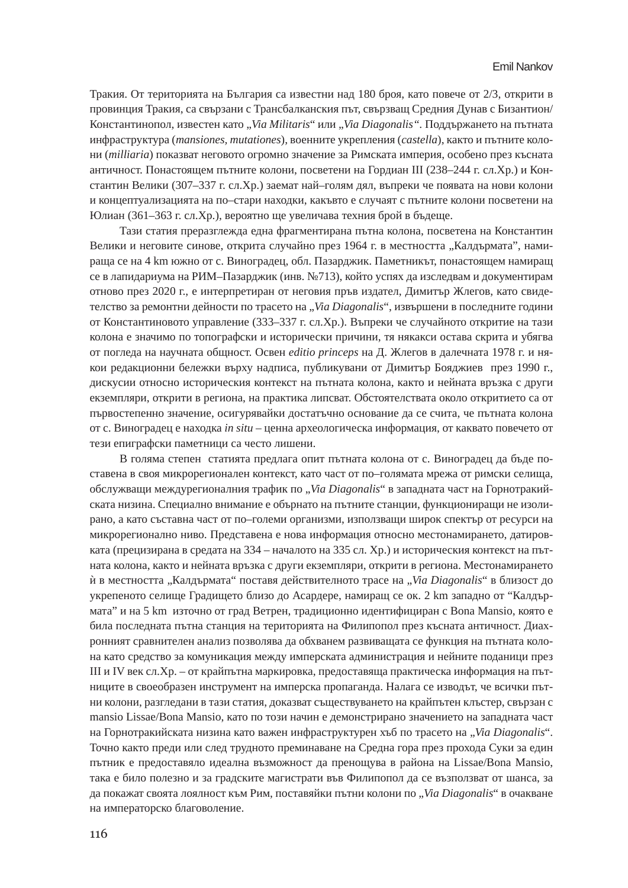Тракия. От територията на България са известни над 180 броя, като повече от 2/3, открити в провинция Тракия, са свързани с Трансбалканския път, свързващ Средния Дунав с Византион/Константинопол, известен като „*Via Militaris*“ или „*Via Diagonalis“*. Поддържането на пътната инфраструктура (*mansiones, mutationes*), военните укрепления (*castella*), както и пътните колони (*milliaria*) показват неговото огромно значение за Римската империя, особено през късната античност. Понастоящем пътните колони, посветени на Гордиан III (238–244 г. сл.Хр.) и Константин Велики (307–337 г. сл.Хр.) заемат най–голям дял, въпреки че появата на нови колони и концептуализацията на по–стари находки, какъвто е случаят с пътните колони посветени на Юлиан (361–363 г. сл.Хр.), вероятно ще увеличава техния брой в бъдеще.

Тази статия преразглежда една фрагментирана пътна колона, посветена на Константин Велики и неговите синове, открита случайно през 1964 г. в местността „Калдъръмата", намираща се на 4 km южно от с. Виноградец, обл. Пазарджик. Паметникът, понастоящем намиращ се в лапидариума на РИМ–Пазарджик (инв. №713), който успях да изследвам и документирам отново през 2020 г., е интерпретиран от неговия пръв издател, Димитър Жлегов, като свидетелство за ремонтни дейности по трасето на „*Via Diagonalis*“, извършени в последните години от Константиновото управление (333–337 г. сл.Хр.). Въпреки че случайното откритие на тази колона е значимо по топографски и исторически причини, тя някакси остава скрита и убягва от погледа на научната общност. Освен *editio princeps* на Д. Жлегов в далечната 1978 г. и някои редакционни бележки върху надписа, публикувани от Димитър Бояджиев през 1990 г., дискусии относно историческия контекст на пътната колона, както и нейната връзка с други екземпляри, открити в региона, на практика липсват. Обстоятелствата около откритието са от първостепенно значение, осигурявайки достатъчно основание да се счита, че пътната колона от с. Виноградец е находка *in situ* – ценна археологическа информация, от каквато повечето от тези епиграфски паметници са често лишени.

В голяма степен статията предлага опит пътната колона от с. Виноградец да бъде поставена в своя микрорегионален контекст, като част от по–голямата мрежа от римски селища, обслужващи междурегионалния трафик по „*Via Diagonalis*“ в западната част на Горнотракийската низина. Специално внимание е обърнато на пътните станции, функциониращи не изолирано, а като съставна част от по–големи организми, използващи широк спектър от ресурси на микрорегионално ниво. Представена е нова информация относно местонамирането, датировката (прецизирана в средата на 334 – началото на 335 сл. Хр.) и историческия контекст на пътната колона, както и нейната връзка с други екземпляри, открити в региона. Местонамирането ѝ в местността „Калдъръмата“ поставя действителното трасе на „*Via Diagonalis*“ в близост до укрепеното селище Градището близо до Асардере, намиращ се ок. 2 km западно от “Калдъръмата” и на 5 km източно от град Ветрен, традиционно идентифициран с Bona Mansio, която е била последната пътна станция на територията на Филипопол през късната античност. Диахронният сравнителен анализ позволява да обхванем развиващата се функция на пътната колона като средство за комуникация между имперската администрация и нейните поданици през III и IV век сл.Хр. – от крайпътна маркировка, предоставяща практическа информация на пътниците в своеобразен инструмент на имперска пропаганда. Налага се изводът, че всички пътни колони, разгледани в тази статия, доказват съществуването на крайпътен клъстер, свързан с mansio Lissae/Bona Mansio, като по този начин е демонстрирано значението на западната част на Горнотракийската низина като важен инфраструктурен хъб по трасето на „*Via Diagonalis*“. Точно както преди или след трудното преминаване на Средна гора през прохода Суки за един пътник е предоставяло идеална възможност да пренощува в района на Lissae/Bona Mansio, така е било полезно и за градските магистрати във Филипопол да се възползват от шанса, за да покажат своята лоялност към Рим, поставяйки пътни колони по „*Via Diagonalis*“ в очакване на императорско благоволение.